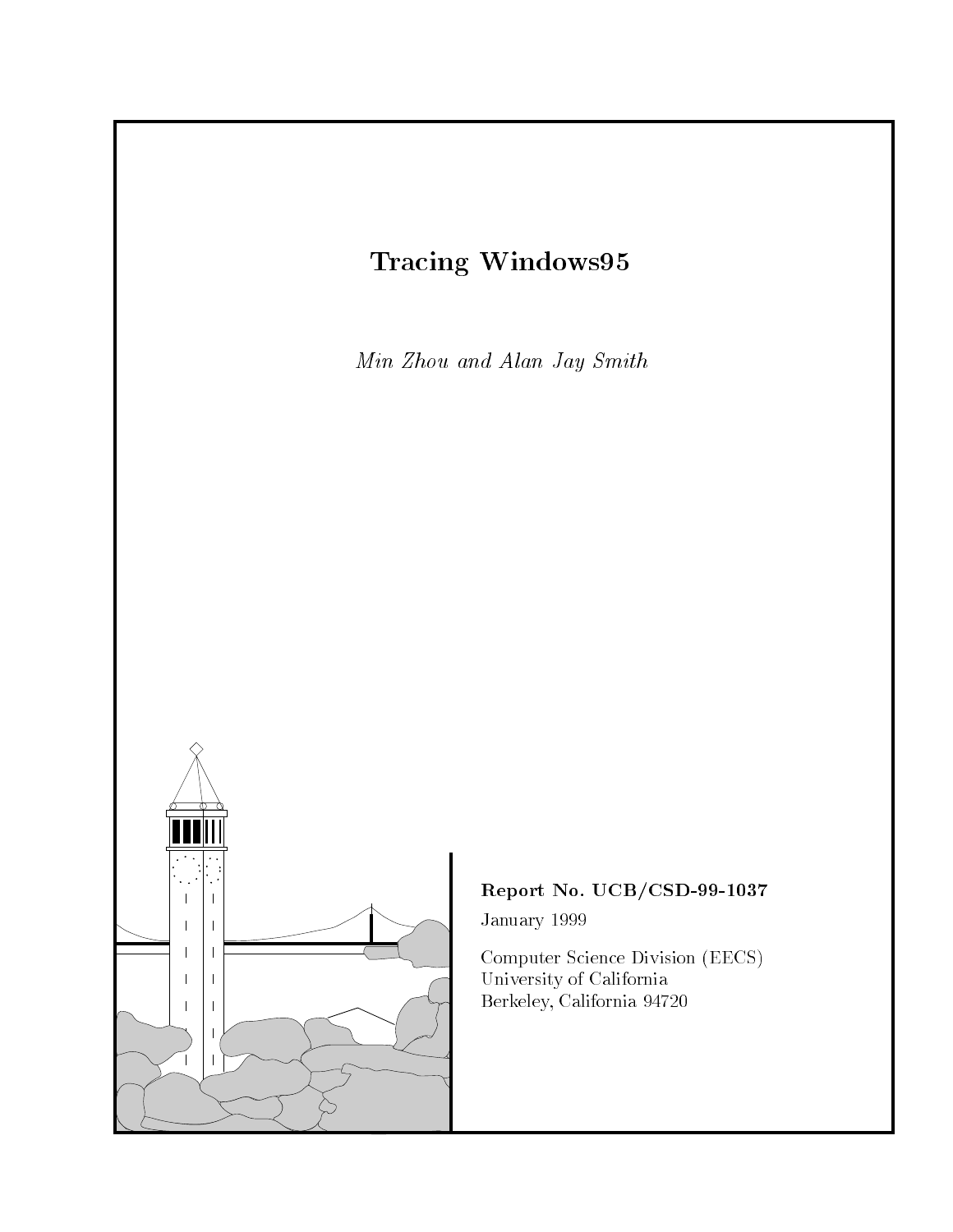# Tracing Windows95

*Min Zhou and Alan Jay Smith*

**Report No. UCB/CSD-99-1037**

January 1999

Computer Science Division (EECS)
University of California
Berkeley, California 94720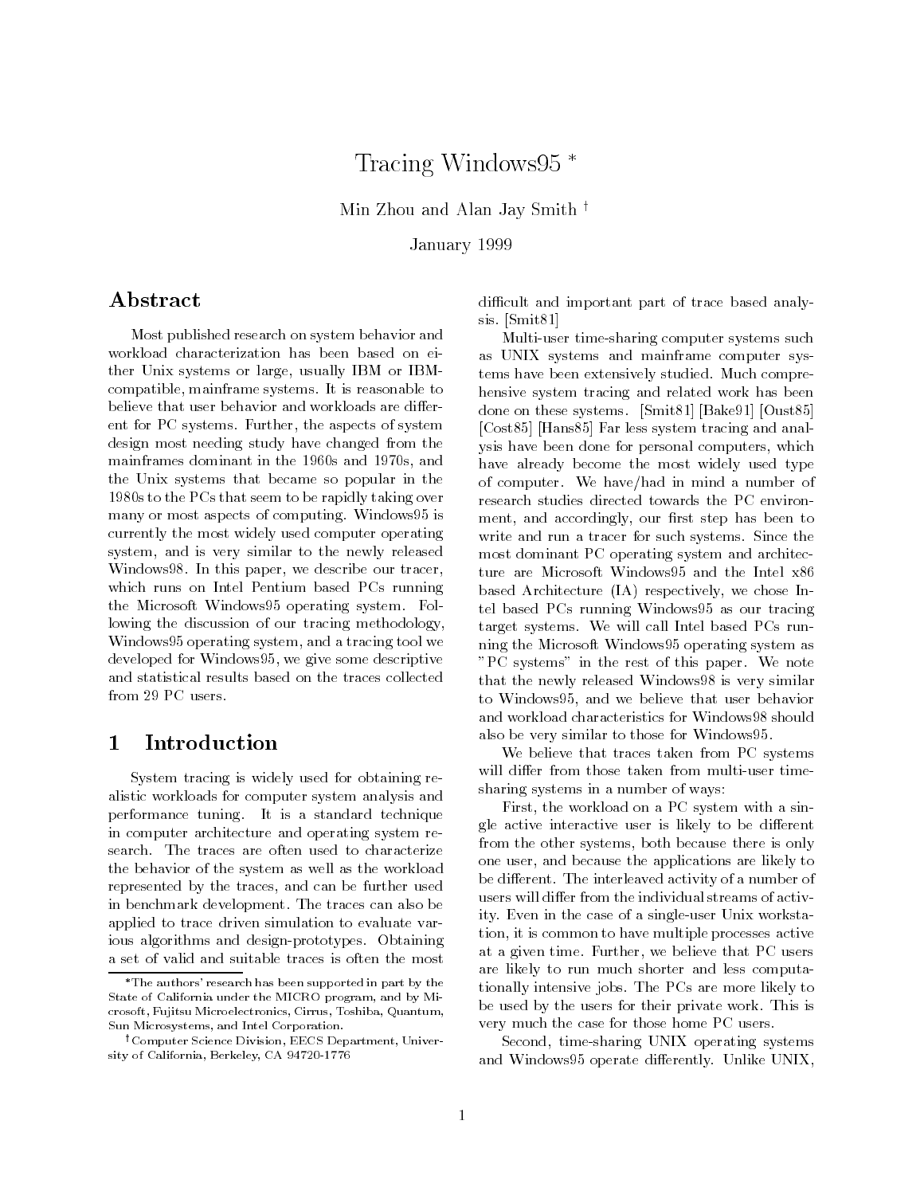# Tracing Windows95 *

Min Zhou and Alan Jay Smith †

January 1999

## Abstract

Most published research on system behavior and workload characterization has been based on either Unix systems or large, usually IBM or IBM-compatible, mainframe systems. It is reasonable to believe that user behavior and workloads are different for PC systems. Further, the aspects of system design most needing study have changed from the mainframes dominant in the 1960s and 1970s, and the Unix systems that became so popular in the 1980s to the PCs that seem to be rapidly taking over many or most aspects of computing. Windows95 is currently the most widely used computer operating system, and is very similar to the newly released Windows98. In this paper, we describe our tracer, which runs on Intel Pentium based PCs running the Microsoft Windows95 operating system. Following the discussion of our tracing methodology, Windows95 operating system, and a tracing tool we developed for Windows95, we give some descriptive and statistical results based on the traces collected from 29 PC users.

## 1 Introduction

System tracing is widely used for obtaining realistic workloads for computer system analysis and performance tuning. It is a standard technique in computer architecture and operating system research. The traces are often used to characterize the behavior of the system as well as the workload represented by the traces, and can be further used in benchmark development. The traces can also be applied to trace driven simulation to evaluate various algorithms and design-prototypes. Obtaining a set of valid and suitable traces is often the most difficult and important part of trace based analysis. [Smit81]

Multi-user time-sharing computer systems such as UNIX systems and mainframe computer systems have been extensively studied. Much comprehensive system tracing and related work has been done on these systems. [Smit81] [Bake91] [Oust85] [Cost85] [Hans85] Far less system tracing and analysis have been done for personal computers, which have already become the most widely used type of computer. We have/had in mind a number of research studies directed towards the PC environment, and accordingly, our first step has been to write and run a tracer for such systems. Since the most dominant PC operating system and architecture are Microsoft Windows95 and the Intel x86 based Architecture (IA) respectively, we chose Intel based PCs running Windows95 as our tracing target systems. We will call Intel based PCs running the Microsoft Windows95 operating system as "PC systems" in the rest of this paper. We note that the newly released Windows98 is very similar to Windows95, and we believe that user behavior and workload characteristics for Windows98 should also be very similar to those for Windows95.

We believe that traces taken from PC systems will differ from those taken from multi-user time-sharing systems in a number of ways:

First, the workload on a PC system with a single active interactive user is likely to be different from the other systems, both because there is only one user, and because the applications are likely to be different. The interleaved activity of a number of users will differ from the individual streams of activity. Even in the case of a single-user Unix workstation, it is common to have multiple processes active at a given time. Further, we believe that PC users are likely to run much shorter and less computationally intensive jobs. The PCs are more likely to be used by the users for their private work. This is very much the case for those home PC users.

Second, time-sharing UNIX operating systems and Windows95 operate differently. Unlike UNIX,

*The authors' research has been supported in part by the State of California under the MICRO program, and by Microsoft, Fujitsu Microelectronics, Cirrus, Toshiba, Quantum, Sun Microsystems, and Intel Corporation.

†Computer Science Division, EECS Department, University of California, Berkeley, CA 94720-1776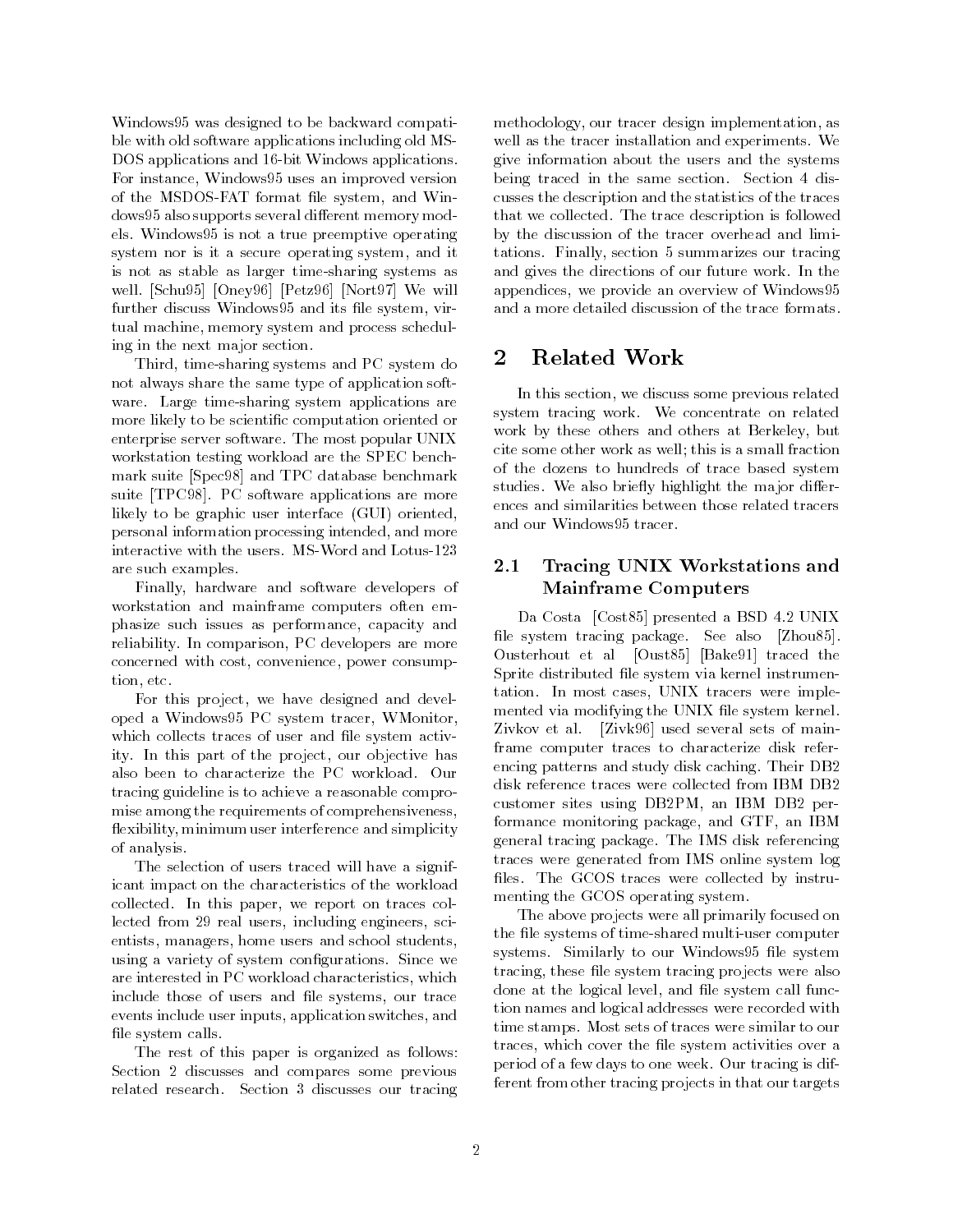Windows95 was designed to be backward compatible with old software applications including old MS-DOS applications and 16-bit Windows applications. For instance, Windows95 uses an improved version of the MSDOS-FAT format file system, and Windows95 also supports several different memory models. Windows95 is not a true preemptive operating system nor is it a secure operating system, and it is not as stable as larger time-sharing systems as well. [Schu95] [Oney96] [Petz96] [Nort97] We will further discuss Windows95 and its file system, virtual machine, memory system and process scheduling in the next major section.

Third, time-sharing systems and PC system do not always share the same type of application software. Large time-sharing system applications are more likely to be scientific computation oriented or enterprise server software. The most popular UNIX workstation testing workload are the SPEC benchmark suite [Spec98] and TPC database benchmark suite [TPC98]. PC software applications are more likely to be graphic user interface (GUI) oriented, personal information processing intended, and more interactive with the users. MS-Word and Lotus-123 are such examples.

Finally, hardware and software developers of workstation and mainframe computers often emphasize such issues as performance, capacity and reliability. In comparison, PC developers are more concerned with cost, convenience, power consumption, etc.

For this project, we have designed and developed a Windows95 PC system tracer, WMonitor, which collects traces of user and file system activity. In this part of the project, our objective has also been to characterize the PC workload. Our tracing guideline is to achieve a reasonable compromise among the requirements of comprehensiveness, flexibility, minimum user interference and simplicity of analysis.

The selection of users traced will have a significant impact on the characteristics of the workload collected. In this paper, we report on traces collected from 29 real users, including engineers, scientists, managers, home users and school students, using a variety of system configurations. Since we are interested in PC workload characteristics, which include those of users and file systems, our trace events include user inputs, application switches, and file system calls.

The rest of this paper is organized as follows: Section 2 discusses and compares some previous related research. Section 3 discusses our tracing methodology, our tracer design implementation, as well as the tracer installation and experiments. We give information about the users and the systems being traced in the same section. Section 4 discusses the description and the statistics of the traces that we collected. The trace description is followed by the discussion of the tracer overhead and limitations. Finally, section 5 summarizes our tracing and gives the directions of our future work. In the appendices, we provide an overview of Windows95 and a more detailed discussion of the trace formats.

## 2 Related Work

In this section, we discuss some previous related system tracing work. We concentrate on related work by these others and others at Berkeley, but cite some other work as well; this is a small fraction of the dozens to hundreds of trace based system studies. We also briefly highlight the major differences and similarities between those related tracers and our Windows95 tracer.

### 2.1 Tracing UNIX Workstations and Mainframe Computers

Da Costa [Cost85] presented a BSD 4.2 UNIX file system tracing package. See also [Zhou85]. Ousterhout et al [Oust85] [Bake91] traced the Sprite distributed file system via kernel instrumentation. In most cases, UNIX tracers were implemented via modifying the UNIX file system kernel. Zivkov et al. [Zivk96] used several sets of mainframe computer traces to characterize disk referencing patterns and study disk caching. Their DB2 disk reference traces were collected from IBM DB2 customer sites using DB2PM, an IBM DB2 performance monitoring package, and GTF, an IBM general tracing package. The IMS disk referencing traces were generated from IMS online system log files. The GCOS traces were collected by instrumenting the GCOS operating system.

The above projects were all primarily focused on the file systems of time-shared multi-user computer systems. Similarly to our Windows95 file system tracing, these file system tracing projects were also done at the logical level, and file system call function names and logical addresses were recorded with time stamps. Most sets of traces were similar to our traces, which cover the file system activities over a period of a few days to one week. Our tracing is different from other tracing projects in that our targets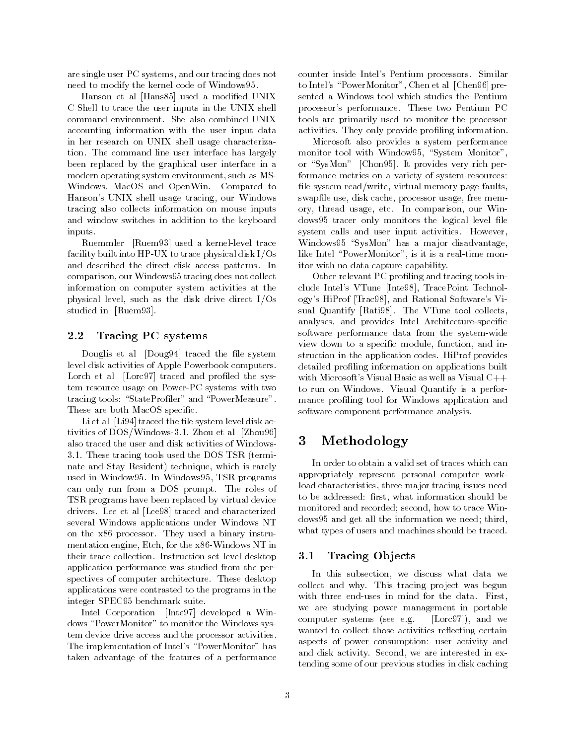are single user PC systems, and our tracing does not need to modify the kernel code of Windows95.

Hanson et al [Hans85] used a modified UNIX C Shell to trace the user inputs in the UNIX shell command environment. She also combined UNIX accounting information with the user input data in her research on UNIX shell usage characterization. The command line user interface has largely been replaced by the graphical user interface in a modern operating system environment, such as MS-Windows, MacOS and OpenWin. Compared to Hanson's UNIX shell usage tracing, our Windows tracing also collects information on mouse inputs and window switches in addition to the keyboard inputs.

Ruemmler [Ruem93] used a kernel-level trace facility built into HP-UX to trace physical disk I/Os and described the direct disk access patterns. In comparison, our Windows95 tracing does not collect information on computer system activities at the physical level, such as the disk drive direct I/Os studied in [Ruem93].

### 2.2 Tracing PC systems

Douglis et al [Doug94] traced the file system level disk activities of Apple Powerbook computers. Lorch et al [Lorc97] traced and profiled the system resource usage on Power-PC systems with two tracing tools: "StateProfiler" and "PowerMeasure". These are both MacOS specific.

Li et al [Li94] traced the file system level disk activities of DOS/Windows-3.1. Zhou et al [Zhou96] also traced the user and disk activities of Windows-3.1. These tracing tools used the DOS TSR (terminate and Stay Resident) technique, which is rarely used in Window95. In Windows95, TSR programs can only run from a DOS prompt. The roles of TSR programs have been replaced by virtual device drivers. Lee et al [Lee98] traced and characterized several Windows applications under Windows NT on the x86 processor. They used a binary instrumentation engine, Etch, for the x86-Windows NT in their trace collection. Instruction set level desktop application performance was studied from the perspectives of computer architecture. These desktop applications were contrasted to the programs in the integer SPEC95 benchmark suite.

Intel Corporation [Inte97] developed a Windows "PowerMonitor" to monitor the Windows system device drive access and the processor activities. The implementation of Intel's "PowerMonitor" has taken advantage of the features of a performance counter inside Intel's Pentium processors. Similar to Intel's "PowerMonitor", Chen et al [Chen96] presented a Windows tool which studies the Pentium processor's performance. These two Pentium PC tools are primarily used to monitor the processor activities. They only provide profiling information.

Microsoft also provides a system performance monitor tool with Window95, "System Monitor", or "SysMon" [Chon95]. It provides very rich performance metrics on a variety of system resources: file system read/write, virtual memory page faults, swapfile use, disk cache, processor usage, free memory, thread usage, etc. In comparison, our Windows95 tracer only monitors the logical level file system calls and user input activities. However, Windows95 "SysMon" has a major disadvantage, like Intel "PowerMonitor", is it is a real-time monitor with no data capture capability.

Other relevant PC profiling and tracing tools include Intel's VTune [Inte98], TracePoint Technology's HiProf [Trac98], and Rational Software's Visual Quantify [Rati98]. The VTune tool collects, analyses, and provides Intel Architecture-specific software performance data from the system-wide view down to a specific module, function, and instruction in the application codes. HiProf provides detailed profiling information on applications built with Microsoft's Visual Basic as well as Visual C++ to run on Windows. Visual Quantify is a performance profiling tool for Windows application and software component performance analysis.

## 3 Methodology

In order to obtain a valid set of traces which can appropriately represent personal computer workload characteristics, three major tracing issues need to be addressed: first, what information should be monitored and recorded; second, how to trace Windows95 and get all the information we need; third, what types of users and machines should be traced.

### 3.1 Tracing Objects

In this subsection, we discuss what data we collect and why. This tracing project was begun with three end-uses in mind for the data. First, we are studying power management in portable computer systems (see e.g. [Lorc97]), and we wanted to collect those activities reflecting certain aspects of power consumption: user activity and and disk activity. Second, we are interested in extending some of our previous studies in disk caching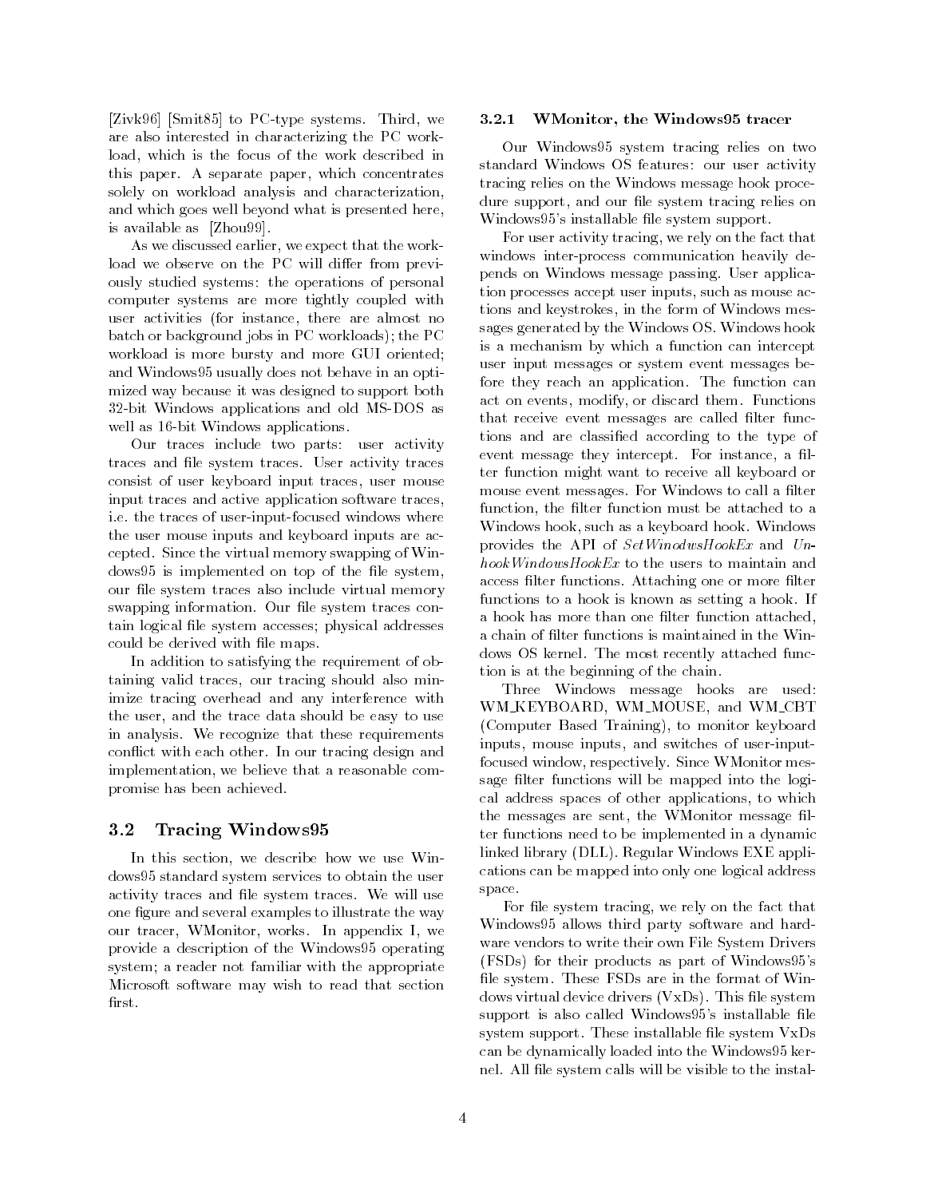[Zivk96] [Smit85] to PC-type systems. Third, we are also interested in characterizing the PC workload, which is the focus of the work described in this paper. A separate paper, which concentrates solely on workload analysis and characterization, and which goes well beyond what is presented here, is available as [Zhou99].

As we discussed earlier, we expect that the workload we observe on the PC will differ from previously studied systems: the operations of personal computer systems are more tightly coupled with user activities (for instance, there are almost no batch or background jobs in PC workloads); the PC workload is more bursty and more GUI oriented; and Windows95 usually does not behave in an optimized way because it was designed to support both 32-bit Windows applications and old MS-DOS as well as 16-bit Windows applications.

Our traces include two parts: user activity traces and file system traces. User activity traces consist of user keyboard input traces, user mouse input traces and active application software traces, i.e. the traces of user-input-focused windows where the user mouse inputs and keyboard inputs are accepted. Since the virtual memory swapping of Windows95 is implemented on top of the file system, our file system traces also include virtual memory swapping information. Our file system traces contain logical file system accesses; physical addresses could be derived with file maps.

In addition to satisfying the requirement of obtaining valid traces, our tracing should also minimize tracing overhead and any interference with the user, and the trace data should be easy to use in analysis. We recognize that these requirements conflict with each other. In our tracing design and implementation, we believe that a reasonable compromise has been achieved.

## 3.2 Tracing Windows95

In this section, we describe how we use Windows95 standard system services to obtain the user activity traces and file system traces. We will use one figure and several examples to illustrate the way our tracer, WMonitor, works. In appendix I, we provide a description of the Windows95 operating system; a reader not familiar with the appropriate Microsoft software may wish to read that section first.

### 3.2.1 WMonitor, the Windows95 tracer

Our Windows95 system tracing relies on two standard Windows OS features: our user activity tracing relies on the Windows message hook procedure support, and our file system tracing relies on Windows95's installable file system support.

For user activity tracing, we rely on the fact that windows inter-process communication heavily depends on Windows message passing. User application processes accept user inputs, such as mouse actions and keystrokes, in the form of Windows messages generated by the Windows OS. Windows hook is a mechanism by which a function can intercept user input messages or system event messages before they reach an application. The function can act on events, modify, or discard them. Functions that receive event messages are called filter functions and are classified according to the type of event message they intercept. For instance, a filter function might want to receive all keyboard or mouse event messages. For Windows to call a filter function, the filter function must be attached to a Windows hook, such as a keyboard hook. Windows provides the API of *SetWinodwsHookEx* and *UnhookWindowsHookEx* to the users to maintain and access filter functions. Attaching one or more filter functions to a hook is known as setting a hook. If a hook has more than one filter function attached, a chain of filter functions is maintained in the Windows OS kernel. The most recently attached function is at the beginning of the chain.

Three Windows message hooks are used: WM_KEYBOARD, WM_MOUSE, and WM_CBT (Computer Based Training), to monitor keyboard inputs, mouse inputs, and switches of user-input-focused window, respectively. Since WMonitor message filter functions will be mapped into the logical address spaces of other applications, to which the messages are sent, the WMonitor message filter functions need to be implemented in a dynamic linked library (DLL). Regular Windows EXE applications can be mapped into only one logical address space.

For file system tracing, we rely on the fact that Windows95 allows third party software and hardware vendors to write their own File System Drivers (FSDs) for their products as part of Windows95's file system. These FSDs are in the format of Windows virtual device drivers (VxDs). This file system support is also called Windows95's installable file system support. These installable file system VxDs can be dynamically loaded into the Windows95 kernel. All file system calls will be visible to the instal-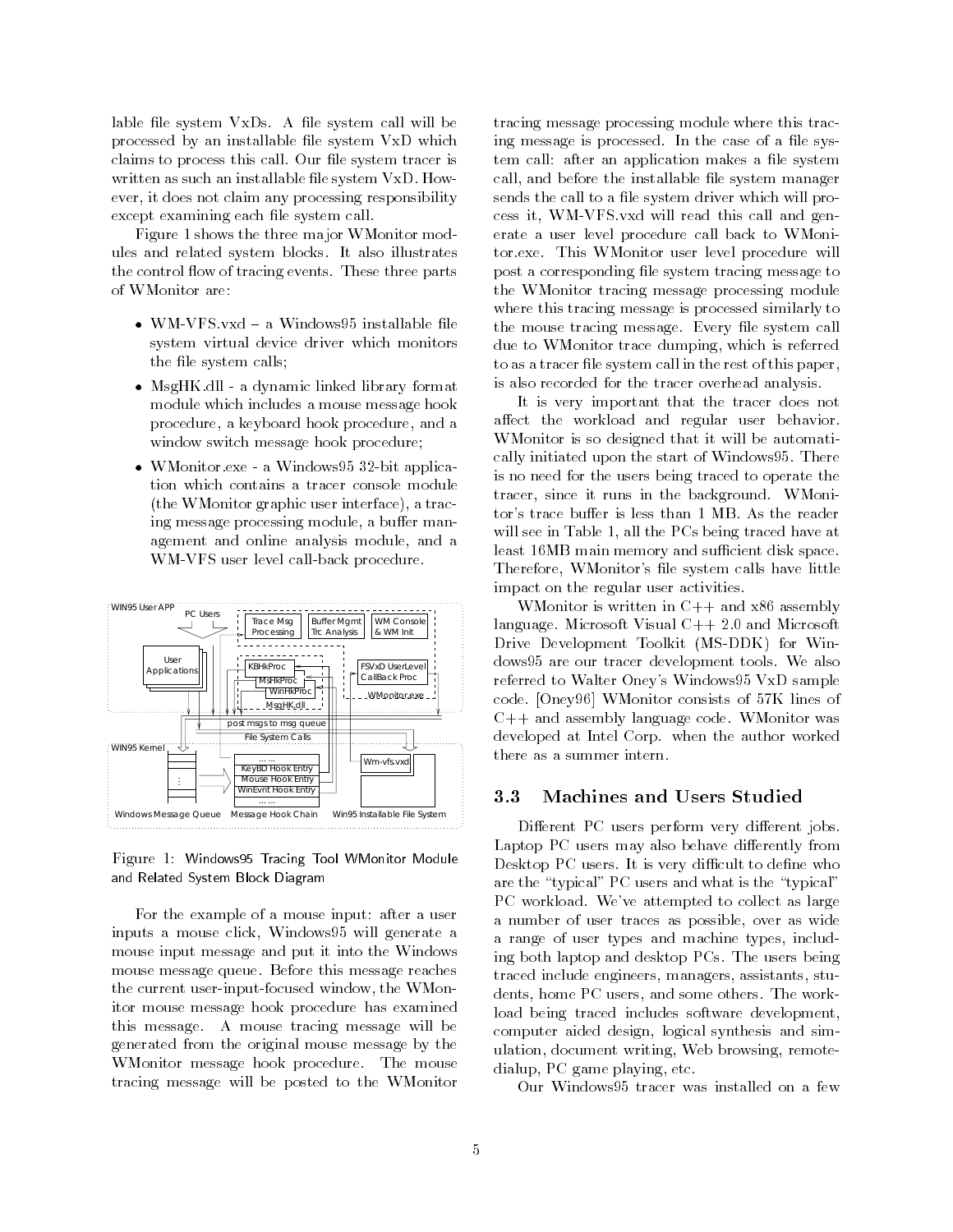lable file system VxDs. A file system call will be processed by an installable file system VxD which claims to process this call. Our file system tracer is written as such an installable file system VxD. However, it does not claim any processing responsibility except examining each file system call.

Figure 1 shows the three major WMonitor modules and related system blocks. It also illustrates the control flow of tracing events. These three parts of WMonitor are:

- WM-VFS.vxd – a Windows95 installable file system virtual device driver which monitors the file system calls;
- MsgHK.dll - a dynamic linked library format module which includes a mouse message hook procedure, a keyboard hook procedure, and a window switch message hook procedure;
- WMonitor.exe - a Windows95 32-bit application which contains a tracer console module (the WMonitor graphic user interface), a tracing message processing module, a buffer management and online analysis module, and a WM-VFS user level call-back procedure.

Figure 1: Windows95 Tracing Tool WMonitor Module and Related System Block Diagram

For the example of a mouse input: after a user inputs a mouse click, Windows95 will generate a mouse input message and put it into the Windows mouse message queue. Before this message reaches the current user-input-focused window, the WMonitor mouse message hook procedure has examined this message. A mouse tracing message will be generated from the original mouse message by the WMonitor message hook procedure. The mouse tracing message will be posted to the WMonitor tracing message processing module where this tracing message is processed. In the case of a file system call: after an application makes a file system call, and before the installable file system manager sends the call to a file system driver which will process it, WM-VFS.vxd will read this call and generate a user level procedure call back to WMonitor.exe. This WMonitor user level procedure will post a corresponding file system tracing message to the WMonitor tracing message processing module where this tracing message is processed similarly to the mouse tracing message. Every file system call due to WMonitor trace dumping, which is referred to as a tracer file system call in the rest of this paper, is also recorded for the tracer overhead analysis.

It is very important that the tracer does not affect the workload and regular user behavior. WMonitor is so designed that it will be automatically initiated upon the start of Windows95. There is no need for the users being traced to operate the tracer, since it runs in the background. WMonitor's trace buffer is less than 1 MB. As the reader will see in Table 1, all the PCs being traced have at least 16MB main memory and sufficient disk space. Therefore, WMonitor's file system calls have little impact on the regular user activities.

WMonitor is written in C++ and x86 assembly language. Microsoft Visual C++ 2.0 and Microsoft Drive Development Toolkit (MS-DDK) for Windows95 are our tracer development tools. We also referred to Walter Oney's Windows95 VxD sample code. [Oney96] WMonitor consists of 57K lines of C++ and assembly language code. WMonitor was developed at Intel Corp. when the author worked there as a summer intern.

### 3.3 Machines and Users Studied

Different PC users perform very different jobs. Laptop PC users may also behave differently from Desktop PC users. It is very difficult to define who are the "typical" PC users and what is the "typical" PC workload. We've attempted to collect as large a number of user traces as possible, over as wide a range of user types and machine types, including both laptop and desktop PCs. The users being traced include engineers, managers, assistants, students, home PC users, and some others. The workload being traced includes software development, computer aided design, logical synthesis and simulation, document writing, Web browsing, remote-dialup, PC game playing, etc.

Our Windows95 tracer was installed on a few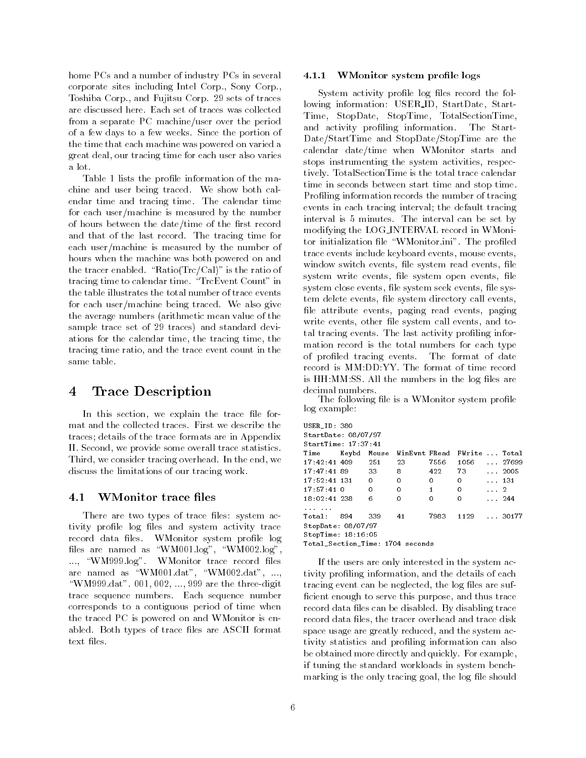home PCs and a number of industry PCs in several corporate sites including Intel Corp., Sony Corp., Toshiba Corp., and Fujitsu Corp. 29 sets of traces are discussed here. Each set of traces was collected from a separate PC machine/user over the period of a few days to a few weeks. Since the portion of the time that each machine was powered on varied a great deal, our tracing time for each user also varies a lot.

Table 1 lists the profile information of the machine and user being traced. We show both calendar time and tracing time. The calendar time for each user/machine is measured by the number of hours between the date/time of the first record and that of the last record. The tracing time for each user/machine is measured by the number of hours when the machine was both powered on and the tracer enabled. "Ratio(Trc/Cal)" is the ratio of tracing time to calendar time. "TrcEvent Count" in the table illustrates the total number of trace events for each user/machine being traced. We also give the average numbers (arithmetic mean value of the sample trace set of 29 traces) and standard deviations for the calendar time, the tracing time, the tracing time ratio, and the trace event count in the same table.

# 4 Trace Description

In this section, we explain the trace file format and the collected traces. First we describe the traces; details of the trace formats are in Appendix II. Second, we provide some overall trace statistics. Third, we consider tracing overhead. In the end, we discuss the limitations of our tracing work.

## 4.1 WMonitor trace files

There are two types of trace files: system activity profile log files and system activity trace record data files. WMonitor system profile log files are named as "WM001.log", "WM002.log", ..., "WM999.log". WMonitor trace record files are named as "WM001.dat", "WM002.dat", ..., "WM999.dat". 001, 002, ..., 999 are the three-digit trace sequence numbers. Each sequence number corresponds to a contiguous period of time when the traced PC is powered on and WMonitor is enabled. Both types of trace files are ASCII format text files.

### 4.1.1 WMonitor system profile logs

System activity profile log files record the following information: USER_ID, StartDate, StartTime, StopDate, StopTime, TotalSectionTime, and activity profiling information. The StartDate/StartTime and StopDate/StopTime are the calendar date/time when WMonitor starts and stops instrumenting the system activities, respectively. TotalSectionTime is the total trace calendar time in seconds between start time and stop time. Profiling information records the number of tracing events in each tracing interval; the default tracing interval is 5 minutes. The interval can be set by modifying the LOG_INTERVAL record in WMonitor initialization file "WMonitor.ini". The profiled trace events include keyboard events, mouse events, window switch events, file system read events, file system write events, file system open events, file system close events, file system seek events, file system delete events, file system directory call events, file attribute events, paging read events, paging write events, other file system call events, and total tracing events. The last activity profiling information record is the total numbers for each type of profiled tracing events. The format of date record is MM:DD:YY. The format of time record is HH:MM:SS. All the numbers in the log files are decimal numbers.

The following file is a WMonitor system profile log example:

```
USER_ID: 380
StartDate: 08/07/97
StartTime: 17:37:41
Time     Keybd  Mouse  WinEvnt FRead  FWrite ... Total
17:42:41 409    251    23      7556   1056   ... 27699
17:47:41 89     33     8       422    73     ... 2005
17:52:41 131    0      0       0      0      ... 131
17:57:41 0      0      0       1      0      ... 2
18:02:41 238    6      0       0      0      ... 244
... ...
Total:   894    339    41      7983   1129   ... 30177
StopDate: 08/07/97
StopTime: 18:16:05
Total_Section_Time: 1704 seconds
```

If the users are only interested in the system activity profiling information, and the details of each tracing event can be neglected, the log files are sufficient enough to serve this purpose, and thus trace record data files can be disabled. By disabling trace record data files, the tracer overhead and trace disk space usage are greatly reduced, and the system activity statistics and profiling information can also be obtained more directly and quickly. For example, if tuning the standard workloads in system benchmarking is the only tracing goal, the log file should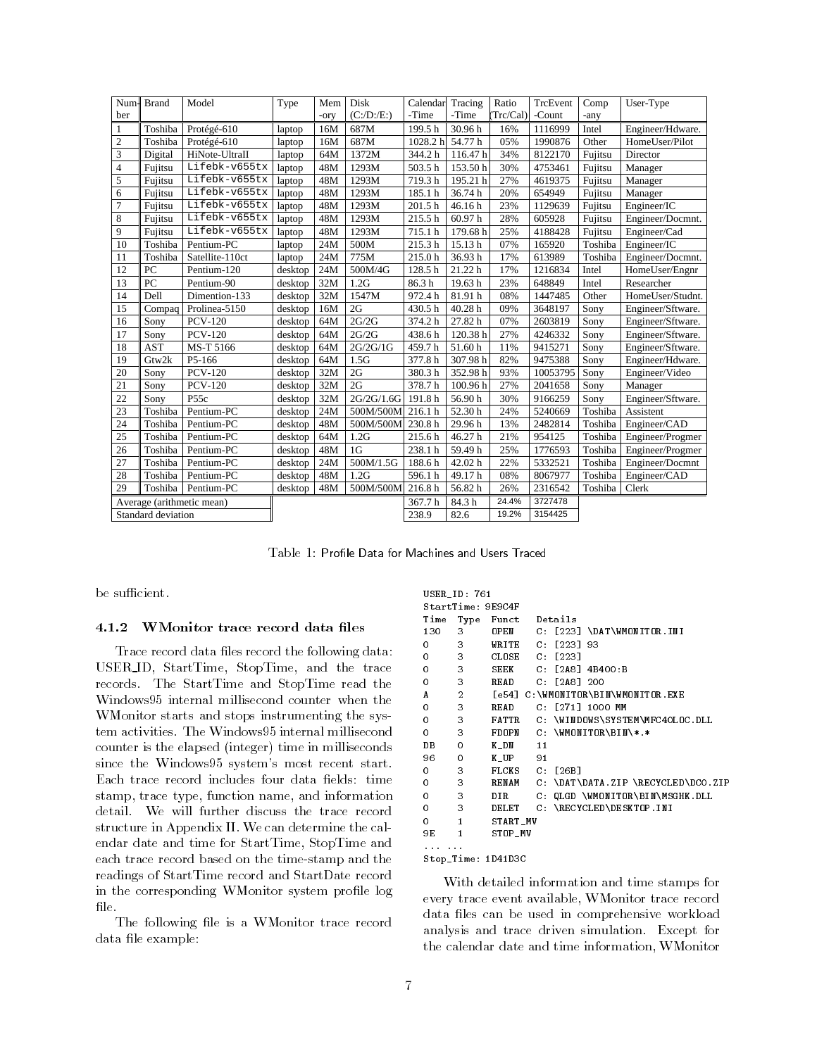| Number | Brand | Model | Type | Memory | Disk (C:/D:/E:) | Calendar -Time | Tracing -Time | Ratio (Trc/Cal) | TrcEvent -Count | Company | User-Type |
|---|---|---|---|---|---|---|---|---|---|---|---|
| 1 | Toshiba | Protégé-610 | laptop | 16M | 687M | 199.5 h | 30.96 h | 16% | 1116999 | Intel | Engineer/Hdware. |
| 2 | Toshiba | Protégé-610 | laptop | 16M | 687M | 1028.2 h | 54.77 h | 05% | 1990876 | Other | HomeUser/Pilot |
| 3 | Digital | HiNote-UltraII | laptop | 64M | 1372M | 344.2 h | 116.47 h | 34% | 8122170 | Fujitsu | Director |
| 4 | Fujitsu | Lifebk-v655tx | laptop | 48M | 1293M | 503.5 h | 153.50 h | 30% | 4753461 | Fujitsu | Manager |
| 5 | Fujitsu | Lifebk-v655tx | laptop | 48M | 1293M | 719.3 h | 195.21 h | 27% | 4619375 | Fujitsu | Manager |
| 6 | Fujitsu | Lifebk-v655tx | laptop | 48M | 1293M | 185.1 h | 36.74 h | 20% | 654949 | Fujitsu | Manager |
| 7 | Fujitsu | Lifebk-v655tx | laptop | 48M | 1293M | 201.5 h | 46.16 h | 23% | 1129639 | Fujitsu | Engineer/IC |
| 8 | Fujitsu | Lifebk-v655tx | laptop | 48M | 1293M | 215.5 h | 60.97 h | 28% | 605928 | Fujitsu | Engineer/Docmnt. |
| 9 | Fujitsu | Lifebk-v655tx | laptop | 48M | 1293M | 715.1 h | 179.68 h | 25% | 4188428 | Fujitsu | Engineer/Cad |
| 10 | Toshiba | Pentium-PC | laptop | 24M | 500M | 215.3 h | 15.13 h | 07% | 165920 | Toshiba | Engineer/IC |
| 11 | Toshiba | Satellite-110ct | laptop | 24M | 775M | 215.0 h | 36.93 h | 17% | 613989 | Toshiba | Engineer/Docmnt. |
| 12 | PC | Pentium-120 | desktop | 24M | 500M/4G | 128.5 h | 21.22 h | 17% | 1216834 | Intel | HomeUser/Engnr |
| 13 | PC | Pentium-90 | desktop | 32M | 1.2G | 86.3 h | 19.63 h | 23% | 648849 | Intel | Researcher |
| 14 | Dell | Dimention-133 | desktop | 32M | 1547M | 972.4 h | 81.91 h | 08% | 1447485 | Other | HomeUser/Studnt. |
| 15 | Compaq | Prolinea-5150 | desktop | 16M | 2G | 430.5 h | 40.28 h | 09% | 3648197 | Sony | Engineer/Sftware. |
| 16 | Sony | PCV-120 | desktop | 64M | 2G/2G | 374.2 h | 27.82 h | 07% | 2603819 | Sony | Engineer/Sftware. |
| 17 | Sony | PCV-120 | desktop | 64M | 2G/2G | 438.6 h | 120.38 h | 27% | 4246332 | Sony | Engineer/Sftware. |
| 18 | AST | MS-T 5166 | desktop | 64M | 2G/2G/1G | 459.7 h | 51.60 h | 11% | 9415271 | Sony | Engineer/Sftware. |
| 19 | Gtw2k | P5-166 | desktop | 64M | 1.5G | 377.8 h | 307.98 h | 82% | 9475388 | Sony | Engineer/Hdware. |
| 20 | Sony | PCV-120 | desktop | 32M | 2G | 380.3 h | 352.98 h | 93% | 10053795 | Sony | Engineer/Video |
| 21 | Sony | PCV-120 | desktop | 32M | 2G | 378.7 h | 100.96 h | 27% | 2041658 | Sony | Manager |
| 22 | Sony | P55c | desktop | 32M | 2G/2G/1.6G | 191.8 h | 56.90 h | 30% | 9166259 | Sony | Engineer/Sftware. |
| 23 | Toshiba | Pentium-PC | desktop | 24M | 500M/500M | 216.1 h | 52.30 h | 24% | 5240669 | Toshiba | Assistent |
| 24 | Toshiba | Pentium-PC | desktop | 48M | 500M/500M | 230.8 h | 29.96 h | 13% | 2482814 | Toshiba | Engineer/CAD |
| 25 | Toshiba | Pentium-PC | desktop | 64M | 1.2G | 215.6 h | 46.27 h | 21% | 954125 | Toshiba | Engineer/Progmer |
| 26 | Toshiba | Pentium-PC | desktop | 48M | 1G | 238.1 h | 59.49 h | 25% | 1776593 | Toshiba | Engineer/Progmer |
| 27 | Toshiba | Pentium-PC | desktop | 24M | 500M/1.5G | 188.6 h | 42.02 h | 22% | 5332521 | Toshiba | Engineer/Docmnt |
| 28 | Toshiba | Pentium-PC | desktop | 48M | 1.2G | 596.1 h | 49.17 h | 08% | 8067977 | Toshiba | Engineer/CAD |
| 29 | Toshiba | Pentium-PC | desktop | 48M | 500M/500M | 216.8 h | 56.82 h | 26% | 2316542 | Toshiba | Clerk |
| Average (arithmetic mean) | | | | | | 367.7 h | 84.3 h | 24.4% | 3727478 | | |
| Standard deviation | | | | | | 238.9 | 82.6 | 19.2% | 3154425 | | |

Table 1: Profile Data for Machines and Users Traced

be sufficient.

### 4.1.2 WMonitor trace record data files

Trace record data files record the following data: USER_ID, StartTime, StopTime, and the trace records. The StartTime and StopTime read the Windows95 internal millisecond counter when the WMonitor starts and stops instrumenting the system activities. The Windows95 internal millisecond counter is the elapsed (integer) time in milliseconds since the Windows95 system's most recent start. Each trace record includes four data fields: time stamp, trace type, function name, and information detail. We will further discuss the trace record structure in Appendix II. We can determine the calendar date and time for StartTime, StopTime and each trace record based on the time-stamp and the readings of StartTime record and StartDate record in the corresponding WMonitor system profile log file.

The following file is a WMonitor trace record data file example:

```
USER_ID: 761
StartTime: 9E9C4F
Time  Type  Funct    Details
130   3     OPEN     C: [223] \DAT\WMONITOR.INI
0     3     WRITE    C: [223] 93
0     3     CLOSE    C: [223]
0     3     SEEK     C: [2A8] 4B400:B
0     3     READ     C: [2A8] 200
A     2     [e54] C:\WMONITOR\BIN\WMONITOR.EXE
0     3     READ     C: [271] 1000 MM
0     3     FATTR    C: \WINDOWS\SYSTEM\MFC40LOC.DLL
0     3     FDOPN    C: \WMONITOR\BIN\*.*
DB    0     K_DN     11
96    0     K_UP     91
0     3     FLCKS    C: [26B]
0     3     RENAM    C: \DAT\DATA.ZIP \RECYCLED\DC0.ZIP
0     3     DIR      C: QLGD \WMONITOR\BIN\MSGHK.DLL
0     3     DELET    C: \RECYCLED\DESKTOP.INI
0     1     START_MV
9E    1     STOP_MV
... ...
Stop_Time: 1D41D3C
```

With detailed information and time stamps for every trace event available, WMonitor trace record data files can be used in comprehensive workload analysis and trace driven simulation. Except for the calendar date and time information, WMonitor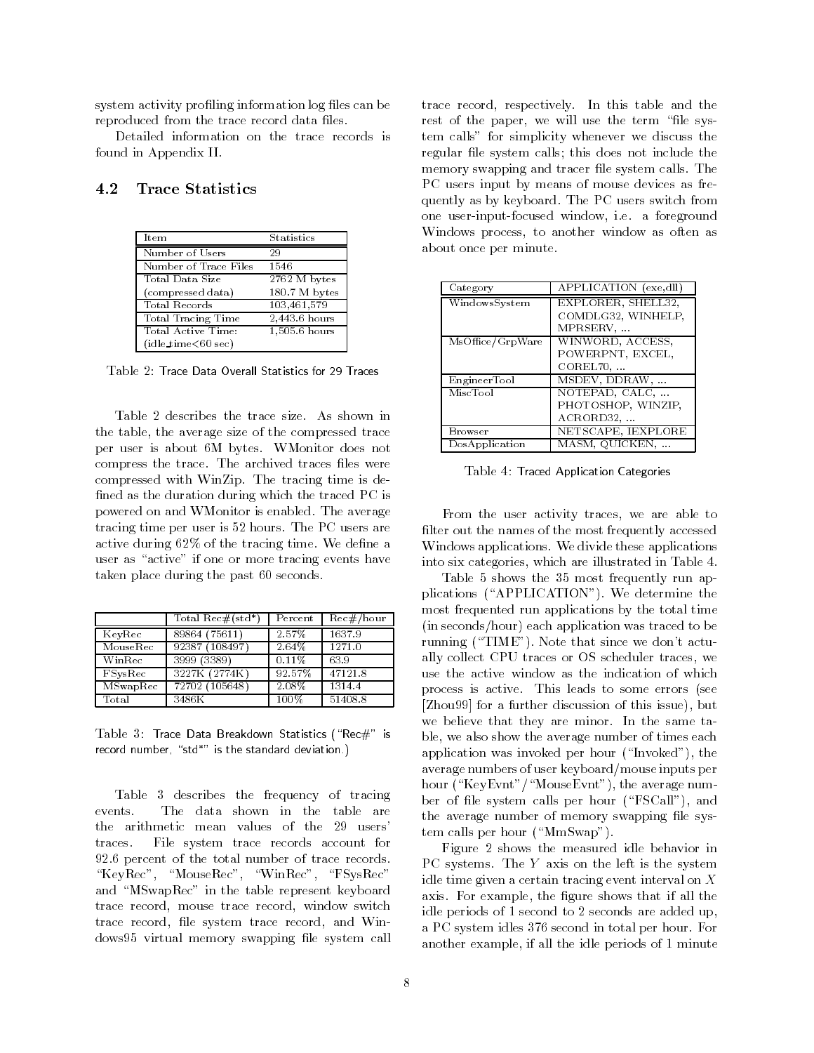system activity profiling information log files can be reproduced from the trace record data files.

Detailed information on the trace records is found in Appendix II.

### 4.2 Trace Statistics

| Item | Statistics |
|---|---|
| Number of Users | 29 |
| Number of Trace Files | 1546 |
| Total Data Size (compressed data) | 2762 M bytes 180.7 M bytes |
| Total Records | 103,461,579 |
| Total Tracing Time | 2,443.6 hours |
| Total Active Time: (idle_time<60 sec) | 1,505.6 hours |

Table 2: Trace Data Overall Statistics for 29 Traces

Table 2 describes the trace size. As shown in the table, the average size of the compressed trace per user is about 6M bytes. WMonitor does not compress the trace. The archived traces files were compressed with WinZip. The tracing time is defined as the duration during which the traced PC is powered on and WMonitor is enabled. The average tracing time per user is 52 hours. The PC users are active during 62% of the tracing time. We define a user as "active" if one or more tracing events have taken place during the past 60 seconds.

| | Total Rec#(std*) | Percent | Rec#/hour |
|---|---|---|---|
| KeyRec | 89864 (75611) | 2.57% | 1637.9 |
| MouseRec | 92387 (108497) | 2.64% | 1271.0 |
| WinRec | 3999 (3389) | 0.11% | 63.9 |
| FSysRec | 3227K (2774K) | 92.57% | 47121.8 |
| MSwapRec | 72702 (105648) | 2.08% | 1314.4 |
| Total | 3486K | 100% | 51408.8 |

Table 3: Trace Data Breakdown Statistics ("Rec#" is record number, "std*" is the standard deviation.)

Table 3 describes the frequency of tracing events. The data shown in the table are the arithmetic mean values of the 29 users' traces. File system trace records account for 92.6 percent of the total number of trace records. "KeyRec", "MouseRec", "WinRec", "FSysRec" and "MSwapRec" in the table represent keyboard trace record, mouse trace record, window switch trace record, file system trace record, and Windows95 virtual memory swapping file system call trace record, respectively. In this table and the rest of the paper, we will use the term "file system calls" for simplicity whenever we discuss the regular file system calls; this does not include the memory swapping and tracer file system calls. The PC users input by means of mouse devices as frequently as by keyboard. The PC users switch from one user-input-focused window, i.e. a foreground Windows process, to another window as often as about once per minute.

| Category | APPLICATION (exe,dll) |
|---|---|
| WindowsSystem | EXPLORER, SHELL32, COMDLG32, WINHELP, MPRSERV, ... |
| MsOffice/GrpWare | WINWORD, ACCESS, POWERPNT, EXCEL, COREL70, ... |
| EngineerTool | MSDEV, DDRAW, ... |
| MiscTool | NOTEPAD, CALC, ... PHOTOSHOP, WINZIP, ACRORD32, ... |
| Browser | NETSCAPE, IEXPLORE |
| DosApplication | MASM, QUICKEN, ... |

Table 4: Traced Application Categories

From the user activity traces, we are able to filter out the names of the most frequently accessed Windows applications. We divide these applications into six categories, which are illustrated in Table 4.

Table 5 shows the 35 most frequently run applications ("APPLICATION"). We determine the most frequented run applications by the total time (in seconds/hour) each application was traced to be running ("TIME"). Note that since we don't actually collect CPU traces or OS scheduler traces, we use the active window as the indication of which process is active. This leads to some errors (see [Zhou99] for a further discussion of this issue), but we believe that they are minor. In the same table, we also show the average number of times each application was invoked per hour ("Invoked"), the average numbers of user keyboard/mouse inputs per hour ("KeyEvnt"/"MouseEvnt"), the average number of file system calls per hour ("FSCall"), and the average number of memory swapping file system calls per hour ("MmSwap").

Figure 2 shows the measured idle behavior in PC systems. The $Y$ axis on the left is the system idle time given a certain tracing event interval on $X$ axis. For example, the figure shows that if all the idle periods of 1 second to 2 seconds are added up, a PC system idles 376 second in total per hour. For another example, if all the idle periods of 1 minute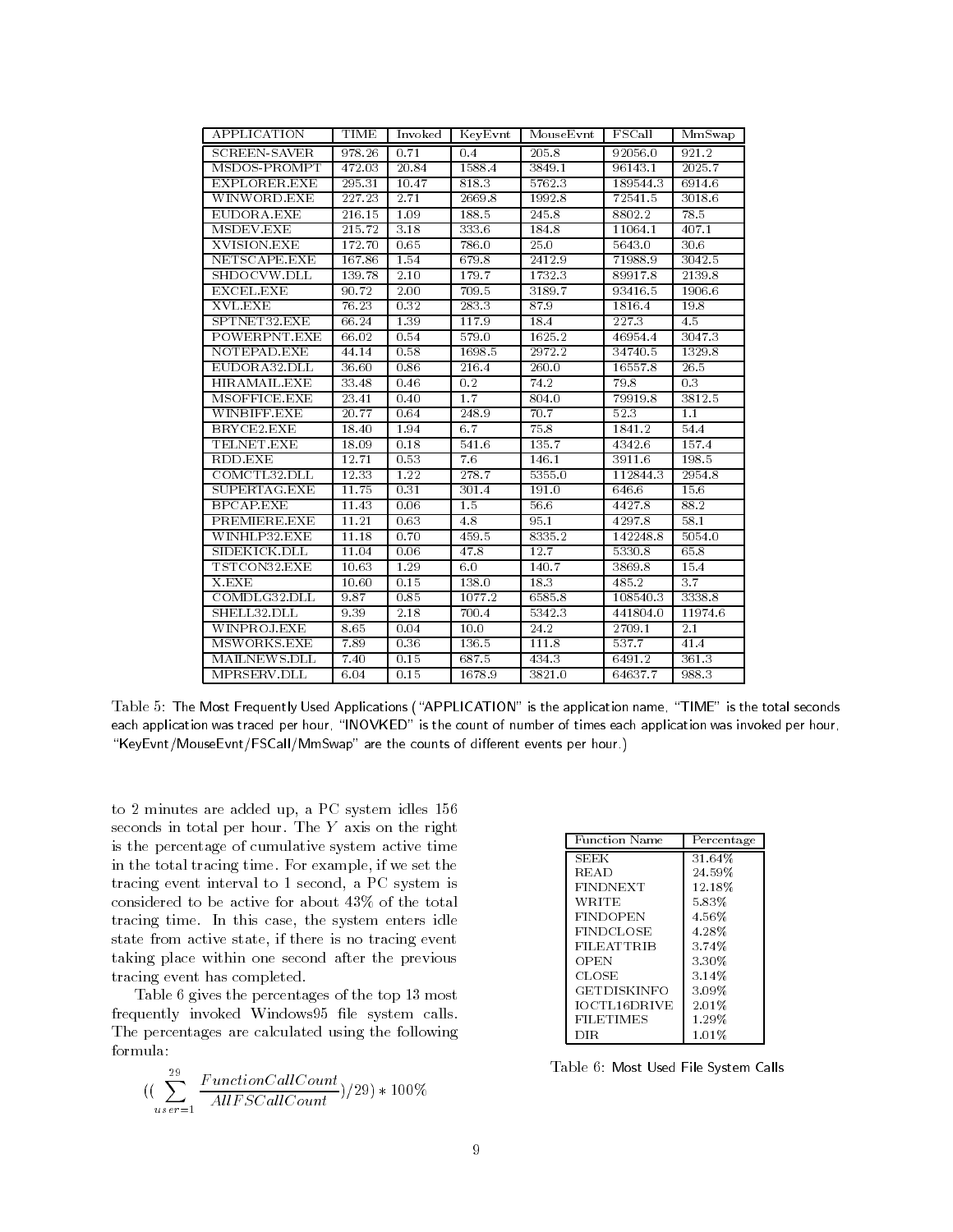| APPLICATION | TIME | Invoked | KeyEvnt | MouseEvnt | FSCall | MmSwap |
|---|---|---|---|---|---|---|
| SCREEN-SAVER | 978.26 | 0.71 | 0.4 | 205.8 | 92056.0 | 921.2 |
| MSDOS-PROMPT | 472.03 | 20.84 | 1588.4 | 3849.1 | 96143.1 | 2025.7 |
| EXPLORER.EXE | 295.31 | 10.47 | 818.3 | 5762.3 | 189544.3 | 6914.6 |
| WINWORD.EXE | 227.23 | 2.71 | 2669.8 | 1992.8 | 72541.5 | 3018.6 |
| EUDORA.EXE | 216.15 | 1.09 | 188.5 | 245.8 | 8802.2 | 78.5 |
| MSDEV.EXE | 215.72 | 3.18 | 333.6 | 184.8 | 11064.1 | 407.1 |
| XVISION.EXE | 172.70 | 0.65 | 786.0 | 25.0 | 5643.0 | 30.6 |
| NETSCAPE.EXE | 167.86 | 1.54 | 679.8 | 2412.9 | 71988.9 | 3042.5 |
| SHDOCVW.DLL | 139.78 | 2.10 | 179.7 | 1732.3 | 89917.8 | 2139.8 |
| EXCEL.EXE | 90.72 | 2.00 | 709.5 | 3189.7 | 93416.5 | 1906.6 |
| XVL.EXE | 76.23 | 0.32 | 283.3 | 87.9 | 1816.4 | 19.8 |
| SPTNET32.EXE | 66.24 | 1.39 | 117.9 | 18.4 | 227.3 | 4.5 |
| POWERPNT.EXE | 66.02 | 0.54 | 579.0 | 1625.2 | 46954.4 | 3047.3 |
| NOTEPAD.EXE | 44.14 | 0.58 | 1698.5 | 2972.2 | 34740.5 | 1329.8 |
| EUDORA32.DLL | 36.60 | 0.86 | 216.4 | 260.0 | 16557.8 | 26.5 |
| HIRAMAIL.EXE | 33.48 | 0.46 | 0.2 | 74.2 | 79.8 | 0.3 |
| MSOFFICE.EXE | 23.41 | 0.40 | 1.7 | 804.0 | 79919.8 | 3812.5 |
| WINBIFF.EXE | 20.77 | 0.64 | 248.9 | 70.7 | 52.3 | 1.1 |
| BRYCE2.EXE | 18.40 | 1.94 | 6.7 | 75.8 | 1841.2 | 54.4 |
| TELNET.EXE | 18.09 | 0.18 | 541.6 | 135.7 | 4342.6 | 157.4 |
| RDD.EXE | 12.71 | 0.53 | 7.6 | 146.1 | 3911.6 | 198.5 |
| COMCTL32.DLL | 12.33 | 1.22 | 278.7 | 5355.0 | 112844.3 | 2954.8 |
| SUPERTAG.EXE | 11.75 | 0.31 | 301.4 | 191.0 | 646.6 | 15.6 |
| BPCAP.EXE | 11.43 | 0.06 | 1.5 | 56.6 | 4427.8 | 88.2 |
| PREMIERE.EXE | 11.21 | 0.63 | 4.8 | 95.1 | 4297.8 | 58.1 |
| WINHLP32.EXE | 11.18 | 0.70 | 459.5 | 8335.2 | 142248.8 | 5054.0 |
| SIDEKICK.DLL | 11.04 | 0.06 | 47.8 | 12.7 | 5330.8 | 65.8 |
| TSTCON32.EXE | 10.63 | 1.29 | 6.0 | 140.7 | 3869.8 | 15.4 |
| X.EXE | 10.60 | 0.15 | 138.0 | 18.3 | 485.2 | 3.7 |
| COMDLG32.DLL | 9.87 | 0.85 | 1077.2 | 6585.8 | 108540.3 | 3338.8 |
| SHELL32.DLL | 9.39 | 2.18 | 700.4 | 5342.3 | 441804.0 | 11974.6 |
| WINPROJ.EXE | 8.65 | 0.04 | 10.0 | 24.2 | 2709.1 | 2.1 |
| MSWORKS.EXE | 7.89 | 0.36 | 136.5 | 111.8 | 537.7 | 41.4 |
| MAILNEWS.DLL | 7.40 | 0.15 | 687.5 | 434.3 | 6491.2 | 361.3 |
| MPRSERV.DLL | 6.04 | 0.15 | 1678.9 | 3821.0 | 64637.7 | 988.3 |

Table 5: The Most Frequently Used Applications ("APPLICATION" is the application name, "TIME" is the total seconds each application was traced per hour, "INOVKED" is the count of number of times each application was invoked per hour, "KeyEvnt/MouseEvnt/FSCall/MmSwap" are the counts of different events per hour.)

to 2 minutes are added up, a PC system idles 156 seconds in total per hour. The $Y$ axis on the right is the percentage of cumulative system active time in the total tracing time. For example, if we set the tracing event interval to 1 second, a PC system is considered to be active for about 43% of the total tracing time. In this case, the system enters idle state from active state, if there is no tracing event taking place within one second after the previous tracing event has completed.

Table 6 gives the percentages of the top 13 most frequently invoked Windows95 file system calls. The percentages are calculated using the following formula:

$$((\sum_{user=1}^{29} \frac{FunctionCallCount}{AllFSCallCount})/29) * 100\%$$

| Function Name | Percentage |
|---|---|
| SEEK | 31.64% |
| READ | 24.59% |
| FINDNEXT | 12.18% |
| WRITE | 5.83% |
| FINDOPEN | 4.56% |
| FINDCLOSE | 4.28% |
| FILEATTRIB | 3.74% |
| OPEN | 3.30% |
| CLOSE | 3.14% |
| GETDISKINFO | 3.09% |
| IOCTL16DRIVE | 2.01% |
| FILETIMES | 1.29% |
| DIR | 1.01% |

Table 6: Most Used File System Calls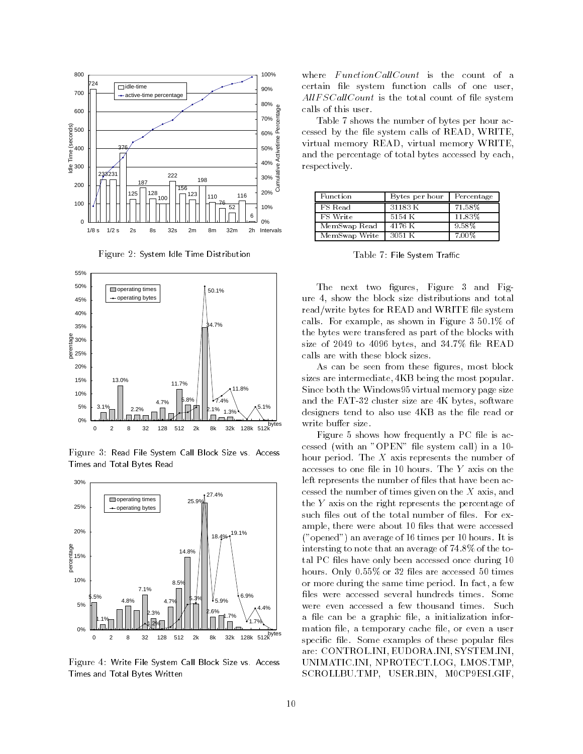Figure 2: System Idle Time Distribution

Figure 3: Read File System Call Block Size vs. Access Times and Total Bytes Read

Figure 4: Write File System Call Block Size vs. Access Times and Total Bytes Written

where $FunctionCallCount$ is the count of a certain file system function calls of one user, $AllFSCallCount$ is the total count of file system calls of this user.

Table 7 shows the number of bytes per hour accessed by the file system calls of READ, WRITE, virtual memory READ, virtual memory WRITE, and the percentage of total bytes accessed by each, respectively.

| Function | Bytes per hour | Percentage |
|---|---|---|
| FS Read | 31183 K | 71.58% |
| FS Write | 5154 K | 11.83% |
| MemSwap Read | 4176 K | 9.58% |
| MemSwap Write | 3051 K | 7.00% |

Table 7: File System Traffic

The next two figures, Figure 3 and Figure 4, show the block size distributions and total read/write bytes for READ and WRITE file system calls. For example, as shown in Figure 3 50.1% of the bytes were transfered as part of the blocks with size of 2049 to 4096 bytes, and 34.7% file READ calls are with these block sizes.

As can be seen from these figures, most block sizes are intermediate, 4KB being the most popular. Since both the Windows95 virtual memory page size and the FAT-32 cluster size are 4K bytes, software designers tend to also use 4KB as the file read or write buffer size.

Figure 5 shows how frequently a PC file is accessed (with an "OPEN" file system call) in a 10-hour period. The $X$ axis represents the number of accesses to one file in 10 hours. The $Y$ axis on the left represents the number of files that have been accessed the number of times given on the $X$ axis, and the $Y$ axis on the right represents the percentage of such files out of the total number of files. For example, there were about 10 files that were accessed ("opened") an average of 16 times per 10 hours. It is intersting to note that an average of 74.8% of the total PC files have only been accessed once during 10 hours. Only 0.55% or 32 files are accessed 50 times or more during the same time period. In fact, a few files were accessed several hundreds times. Some were even accessed a few thousand times. Such a file can be a graphic file, a initialization information file, a temporary cache file, or even a user specific file. Some examples of these popular files are: CONTROL.INI, EUDORA.INI, SYSTEM.INI, UNIMATIC.INI, NPROTECT.LOG, LMOS.TMP, SCROLLBU.TMP, USER.BIN, M0CP9ESI.GIF,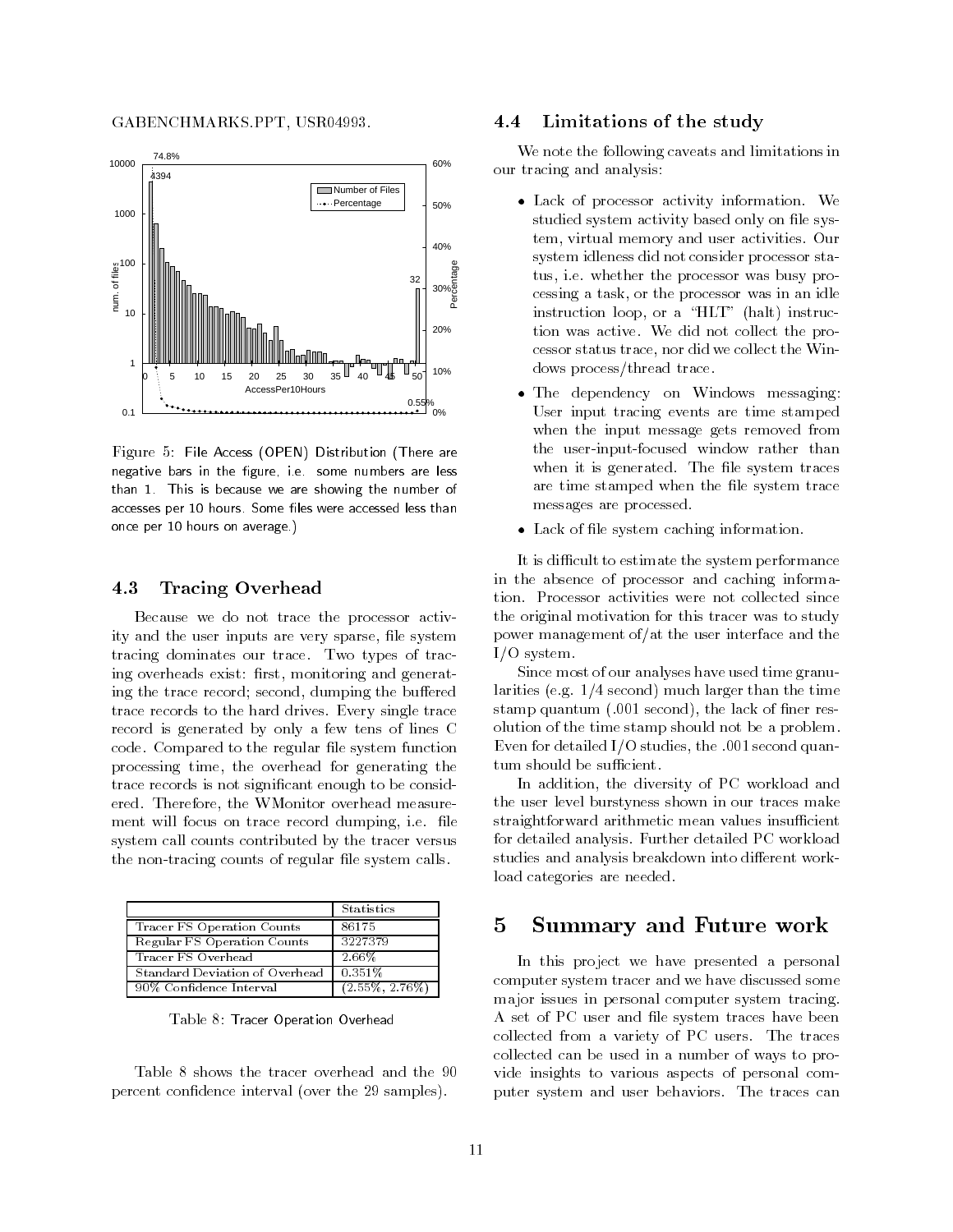GABENCHMARKS.PPT, USR04993.

Figure 5: File Access (OPEN) Distribution (There are negative bars in the figure, i.e. some numbers are less than 1. This is because we are showing the number of accesses per 10 hours. Some files were accessed less than once per 10 hours on average.)

### 4.3 Tracing Overhead

Because we do not trace the processor activity and the user inputs are very sparse, file system tracing dominates our trace. Two types of tracing overheads exist: first, monitoring and generating the trace record; second, dumping the buffered trace records to the hard drives. Every single trace record is generated by only a few tens of lines C code. Compared to the regular file system function processing time, the overhead for generating the trace records is not significant enough to be considered. Therefore, the WMonitor overhead measurement will focus on trace record dumping, i.e. file system call counts contributed by the tracer versus the non-tracing counts of regular file system calls.

| | Statistics |
|---|---|
| Tracer FS Operation Counts | 86175 |
| Regular FS Operation Counts | 3227379 |
| Tracer FS Overhead | 2.66% |
| Standard Deviation of Overhead | 0.351% |
| 90% Confidence Interval | (2.55%, 2.76%) |

Table 8: Tracer Operation Overhead

Table 8 shows the tracer overhead and the 90 percent confidence interval (over the 29 samples).

### 4.4 Limitations of the study

We note the following caveats and limitations in our tracing and analysis:

- Lack of processor activity information. We studied system activity based only on file system, virtual memory and user activities. Our system idleness did not consider processor status, i.e. whether the processor was busy processing a task, or the processor was in an idle instruction loop, or a "HLT" (halt) instruction was active. We did not collect the processor status trace, nor did we collect the Windows process/thread trace.
- The dependency on Windows messaging: User input tracing events are time stamped when the input message gets removed from the user-input-focused window rather than when it is generated. The file system traces are time stamped when the file system trace messages are processed.
- Lack of file system caching information.

It is difficult to estimate the system performance in the absence of processor and caching information. Processor activities were not collected since the original motivation for this tracer was to study power management of/at the user interface and the I/O system.

Since most of our analyses have used time granularities (e.g. 1/4 second) much larger than the time stamp quantum (.001 second), the lack of finer resolution of the time stamp should not be a problem. Even for detailed I/O studies, the .001 second quantum should be sufficient.

In addition, the diversity of PC workload and the user level burstyness shown in our traces make straightforward arithmetic mean values insufficient for detailed analysis. Further detailed PC workload studies and analysis breakdown into different workload categories are needed.

## 5 Summary and Future work

In this project we have presented a personal computer system tracer and we have discussed some major issues in personal computer system tracing. A set of PC user and file system traces have been collected from a variety of PC users. The traces collected can be used in a number of ways to provide insights to various aspects of personal computer system and user behaviors. The traces can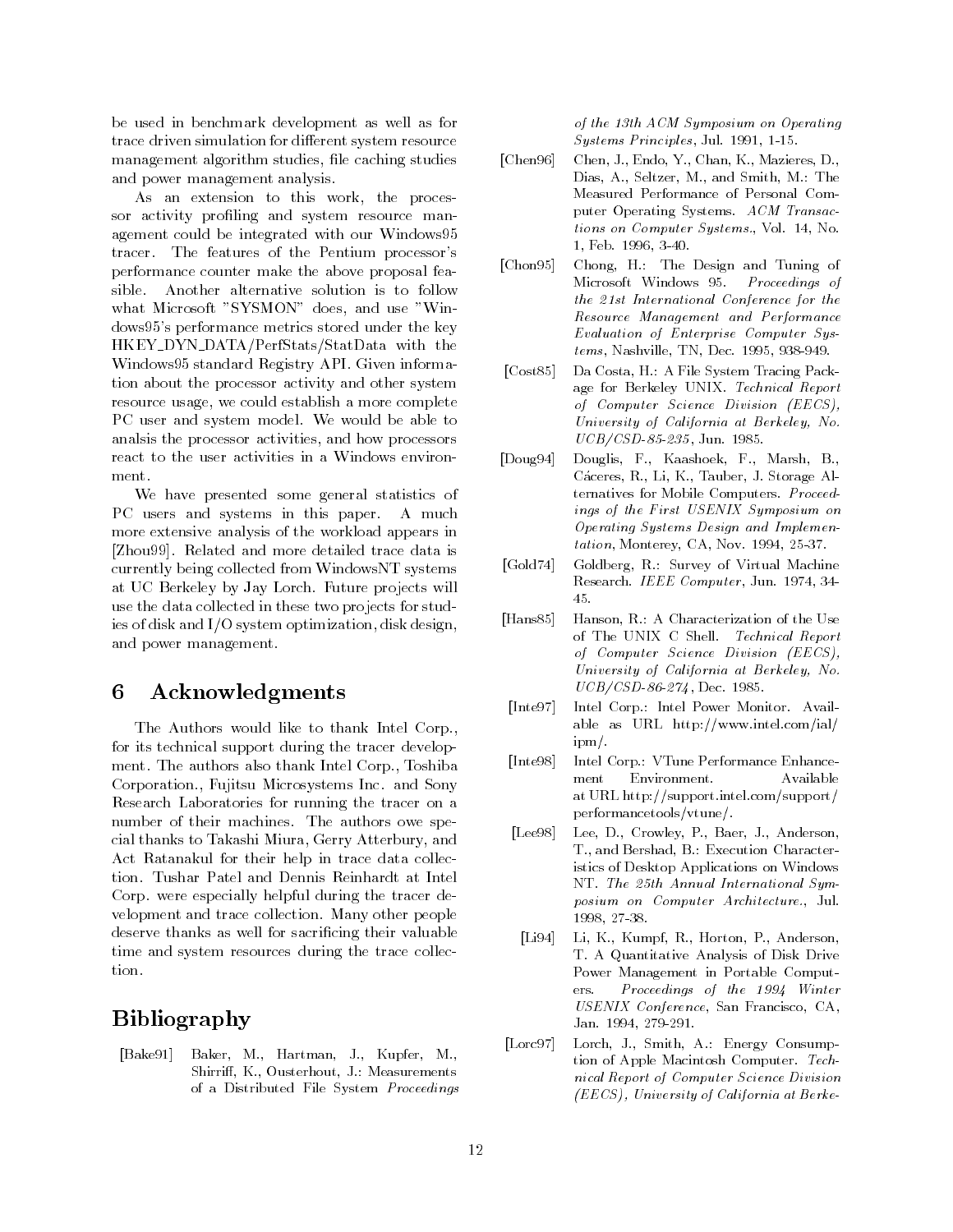be used in benchmark development as well as for trace driven simulation for different system resource management algorithm studies, file caching studies and power management analysis.

As an extension to this work, the processor activity profiling and system resource management could be integrated with our Windows95 tracer. The features of the Pentium processor's performance counter make the above proposal feasible. Another alternative solution is to follow what Microsoft "SYSMON" does, and use "Windows95's performance metrics stored under the key HKEY_DYN_DATA/PerfStats/StatData with the Windows95 standard Registry API. Given information about the processor activity and other system resource usage, we could establish a more complete PC user and system model. We would be able to analsis the processor activities, and how processors react to the user activities in a Windows environment.

We have presented some general statistics of PC users and systems in this paper. A much more extensive analysis of the workload appears in [Zhou99]. Related and more detailed trace data is currently being collected from WindowsNT systems at UC Berkeley by Jay Lorch. Future projects will use the data collected in these two projects for studies of disk and I/O system optimization, disk design, and power management.

# 6 Acknowledgments

The Authors would like to thank Intel Corp., for its technical support during the tracer development. The authors also thank Intel Corp., Toshiba Corporation., Fujitsu Microsystems Inc. and Sony Research Laboratories for running the tracer on a number of their machines. The authors owe special thanks to Takashi Miura, Gerry Atterbury, and Act Ratanakul for their help in trace data collection. Tushar Patel and Dennis Reinhardt at Intel Corp. were especially helpful during the tracer development and trace collection. Many other people deserve thanks as well for sacrificing their valuable time and system resources during the trace collection.

# Bibliography

[Bake91] Baker, M., Hartman, J., Kupfer, M., Shirriff, K., Ousterhout, J.: Measurements of a Distributed File System *Proceedings of the 13th ACM Symposium on Operating Systems Principles*, Jul. 1991, 1-15.

[Chen96] Chen, J., Endo, Y., Chan, K., Mazieres, D., Dias, A., Seltzer, M., and Smith, M.: The Measured Performance of Personal Computer Operating Systems. *ACM Transactions on Computer Systems.*, Vol. 14, No. 1, Feb. 1996, 3-40.

[Chon95] Chong, H.: The Design and Tuning of Microsoft Windows 95. *Proceedings of the 21st International Conference for the Resource Management and Performance Evaluation of Enterprise Computer Systems*, Nashville, TN, Dec. 1995, 938-949.

[Cost85] Da Costa, H.: A File System Tracing Package for Berkeley UNIX. *Technical Report of Computer Science Division (EECS), University of California at Berkeley, No. UCB/CSD-85-235*, Jun. 1985.

[Doug94] Douglis, F., Kaashoek, F., Marsh, B., Cáceres, R., Li, K., Tauber, J. Storage Alternatives for Mobile Computers. *Proceedings of the First USENIX Symposium on Operating Systems Design and Implementation*, Monterey, CA, Nov. 1994, 25-37.

[Gold74] Goldberg, R.: Survey of Virtual Machine Research. *IEEE Computer*, Jun. 1974, 34-45.

[Hans85] Hanson, R.: A Characterization of the Use of The UNIX C Shell. *Technical Report of Computer Science Division (EECS), University of California at Berkeley, No. UCB/CSD-86-274*, Dec. 1985.

[Inte97] Intel Corp.: Intel Power Monitor. Available as URL http://www.intel.com/ial/ipm/.

[Inte98] Intel Corp.: VTune Performance Enhancement Environment. Available at URL http://support.intel.com/support/performancetools/vtune/.

[Lee98] Lee, D., Crowley, P., Baer, J., Anderson, T., and Bershad, B.: Execution Characteristics of Desktop Applications on Windows NT. *The 25th Annual International Symposium on Computer Architecture.*, Jul. 1998, 27-38.

[Li94] Li, K., Kumpf, R., Horton, P., Anderson, T. A Quantitative Analysis of Disk Drive Power Management in Portable Computers. *Proceedings of the 1994 Winter USENIX Conference*, San Francisco, CA, Jan. 1994, 279-291.

[Lorc97] Lorch, J., Smith, A.: Energy Consumption of Apple Macintosh Computer. *Technical Report of Computer Science Division (EECS), University of California at Berke-*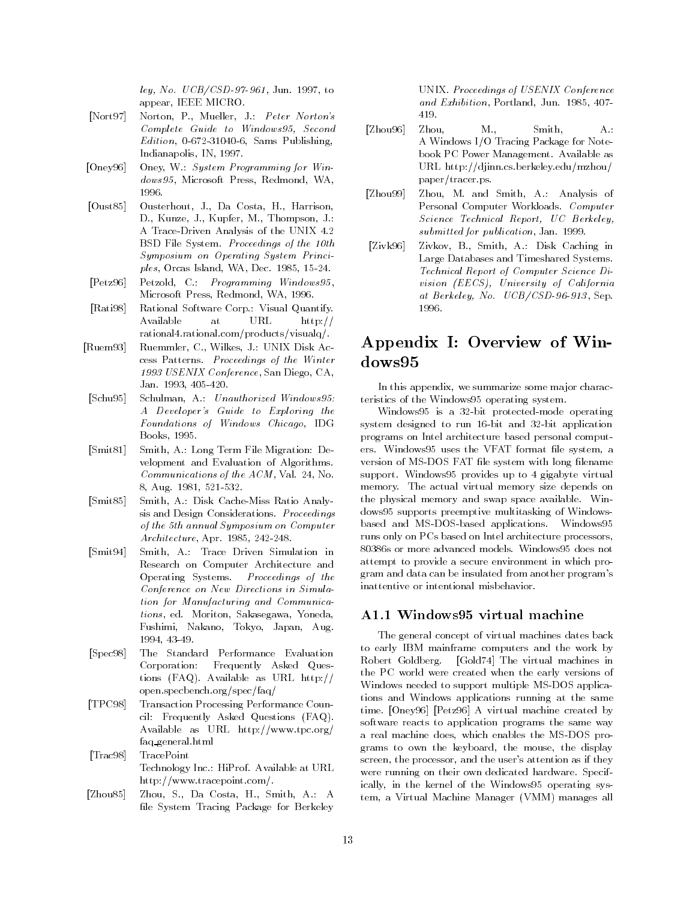ley, No. UCB/CSD-97-961*, Jun. 1997, to appear, IEEE MICRO.

[Nort97] Norton, P., Mueller, J.: *Peter Norton's Complete Guide to Windows95, Second Edition*, 0-672-31040-6, Sams Publishing, Indianapolis, IN, 1997.

[Oney96] Oney, W.: *System Programming for Windows95*, Microsoft Press, Redmond, WA, 1996.

[Oust85] Ousterhout, J., Da Costa, H., Harrison, D., Kunze, J., Kupfer, M., Thompson, J.: A Trace-Driven Analysis of the UNIX 4.2 BSD File System. *Proceedings of the 10th Symposium on Operating System Principles*, Orcas Island, WA, Dec. 1985, 15-24.

[Petz96] Petzold, C.: *Programming Windows95*, Microsoft Press, Redmond, WA, 1996.

[Rati98] Rational Software Corp.: Visual Quantify. Available at URL http://rational4.rational.com/products/visualq/.

[Ruem93] Ruemmler, C., Wilkes, J.: UNIX Disk Access Patterns. *Proceedings of the Winter 1993 USENIX Conference*, San Diego, CA, Jan. 1993, 405-420.

[Schu95] Schulman, A.: *Unauthorized Windows95: A Developer's Guide to Exploring the Foundations of Windows Chicago*, IDG Books, 1995.

[Smit81] Smith, A.: Long Term File Migration: Development and Evaluation of Algorithms. *Communications of the ACM*, Val. 24, No. 8, Aug. 1981, 521-532.

[Smit85] Smith, A.: Disk Cache-Miss Ratio Analysis and Design Considerations. *Proceedings of the 5th annual Symposium on Computer Architecture*, Apr. 1985, 242-248.

[Smit94] Smith, A.: Trace Driven Simulation in Research on Computer Architecture and Operating Systems. *Proceedings of the Conference on New Directions in Simulation for Manufacturing and Communications*, ed. Moriton, Sakasegawa, Yoneda, Fushimi, Nakano, Tokyo, Japan, Aug. 1994, 43-49.

[Spec98] The Standard Performance Evaluation Corporation: Frequently Asked Questions (FAQ). Available as URL http://open.specbench.org/spec/faq/

[TPC98] Transaction Processing Performance Council: Frequently Asked Questions (FAQ). Available as URL http://www.tpc.org/faq_general.html

[Trac98] TracePoint Technology Inc.: HiProf. Available at URL http://www.tracepoint.com/.

[Zhou85] Zhou, S., Da Costa, H., Smith, A.: A file System Tracing Package for Berkeley UNIX. *Proceedings of USENIX Conference and Exhibition*, Portland, Jun. 1985, 407-419.

[Zhou96] Zhou, M., Smith, A.: A Windows I/O Tracing Package for Notebook PC Power Management. Available as URL http://djinn.cs.berkeley.edu/mzhou/paper/tracer.ps.

[Zhou99] Zhou, M. and Smith, A.: Analysis of Personal Computer Workloads. *Computer Science Technical Report, UC Berkeley, submitted for publication*, Jan. 1999.

[Zivk96] Zivkov, B., Smith, A.: Disk Caching in Large Databases and Timeshared Systems. *Technical Report of Computer Science Division (EECS), University of California at Berkeley, No. UCB/CSD-96-913*, Sep. 1996.

# Appendix I: Overview of Windows95

In this appendix, we summarize some major characteristics of the Windows95 operating system.

Windows95 is a 32-bit protected-mode operating system designed to run 16-bit and 32-bit application programs on Intel architecture based personal computers. Windows95 uses the VFAT format file system, a version of MS-DOS FAT file system with long filename support. Windows95 provides up to 4 gigabyte virtual memory. The actual virtual memory size depends on the physical memory and swap space available. Windows95 supports preemptive multitasking of Windows-based and MS-DOS-based applications. Windows95 runs only on PCs based on Intel architecture processors, 80386s or more advanced models. Windows95 does not attempt to provide a secure environment in which program and data can be insulated from another program's inattentive or intentional misbehavior.

## A1.1 Windows95 virtual machine

The general concept of virtual machines dates back to early IBM mainframe computers and the work by Robert Goldberg. [Gold74] The virtual machines in the PC world were created when the early versions of Windows needed to support multiple MS-DOS applications and Windows applications running at the same time. [Oney96] [Petz96] A virtual machine created by software reacts to application programs the same way a real machine does, which enables the MS-DOS programs to own the keyboard, the mouse, the display screen, the processor, and the user's attention as if they were running on their own dedicated hardware. Specifically, in the kernel of the Windows95 operating system, a Virtual Machine Manager (VMM) manages all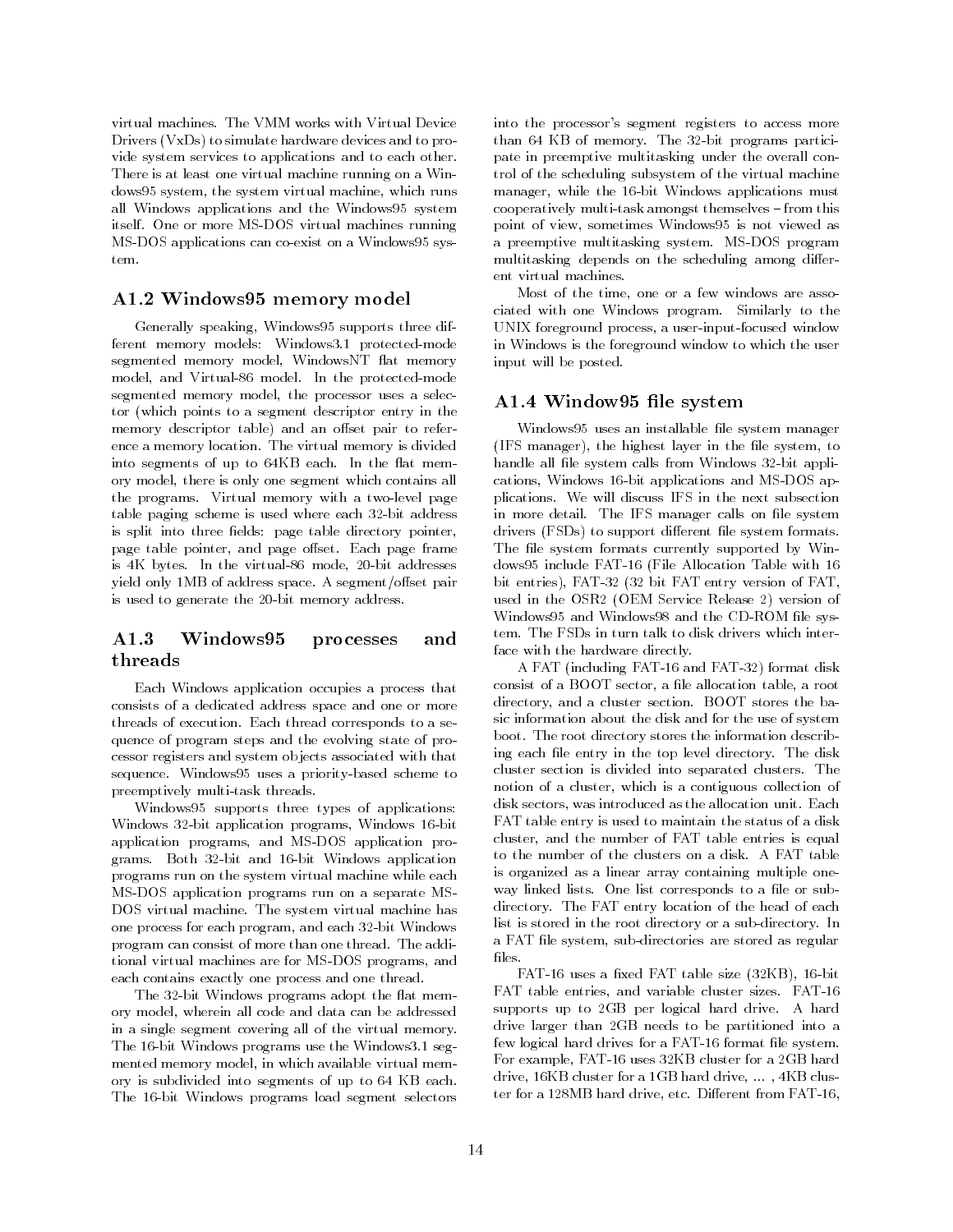virtual machines. The VMM works with Virtual Device Drivers (VxDs) to simulate hardware devices and to provide system services to applications and to each other. There is at least one virtual machine running on a Windows95 system, the system virtual machine, which runs all Windows applications and the Windows95 system itself. One or more MS-DOS virtual machines running MS-DOS applications can co-exist on a Windows95 system.

### A1.2 Windows95 memory model

Generally speaking, Windows95 supports three different memory models: Windows3.1 protected-mode segmented memory model, WindowsNT flat memory model, and Virtual-86 model. In the protected-mode segmented memory model, the processor uses a selector (which points to a segment descriptor entry in the memory descriptor table) and an offset pair to reference a memory location. The virtual memory is divided into segments of up to 64KB each. In the flat memory model, there is only one segment which contains all the programs. Virtual memory with a two-level page table paging scheme is used where each 32-bit address is split into three fields: page table directory pointer, page table pointer, and page offset. Each page frame is 4K bytes. In the virtual-86 mode, 20-bit addresses yield only 1MB of address space. A segment/offset pair is used to generate the 20-bit memory address.

### A1.3 Windows95 processes and threads

Each Windows application occupies a process that consists of a dedicated address space and one or more threads of execution. Each thread corresponds to a sequence of program steps and the evolving state of processor registers and system objects associated with that sequence. Windows95 uses a priority-based scheme to preemptively multi-task threads.

Windows95 supports three types of applications: Windows 32-bit application programs, Windows 16-bit application programs, and MS-DOS application programs. Both 32-bit and 16-bit Windows application programs run on the system virtual machine while each MS-DOS application programs run on a separate MS-DOS virtual machine. The system virtual machine has one process for each program, and each 32-bit Windows program can consist of more than one thread. The additional virtual machines are for MS-DOS programs, and each contains exactly one process and one thread.

The 32-bit Windows programs adopt the flat memory model, wherein all code and data can be addressed in a single segment covering all of the virtual memory. The 16-bit Windows programs use the Windows3.1 segmented memory model, in which available virtual memory is subdivided into segments of up to 64 KB each. The 16-bit Windows programs load segment selectors into the processor's segment registers to access more than 64 KB of memory. The 32-bit programs participate in preemptive multitasking under the overall control of the scheduling subsystem of the virtual machine manager, while the 16-bit Windows applications must cooperatively multi-task amongst themselves – from this point of view, sometimes Windows95 is not viewed as a preemptive multitasking system. MS-DOS program multitasking depends on the scheduling among different virtual machines.

Most of the time, one or a few windows are associated with one Windows program. Similarly to the UNIX foreground process, a user-input-focused window in Windows is the foreground window to which the user input will be posted.

### A1.4 Window95 file system

Windows95 uses an installable file system manager (IFS manager), the highest layer in the file system, to handle all file system calls from Windows 32-bit applications, Windows 16-bit applications and MS-DOS applications. We will discuss IFS in the next subsection in more detail. The IFS manager calls on file system drivers (FSDs) to support different file system formats. The file system formats currently supported by Windows95 include FAT-16 (File Allocation Table with 16 bit entries), FAT-32 (32 bit FAT entry version of FAT, used in the OSR2 (OEM Service Release 2) version of Windows95 and Windows98 and the CD-ROM file system. The FSDs in turn talk to disk drivers which interface with the hardware directly.

A FAT (including FAT-16 and FAT-32) format disk consist of a BOOT sector, a file allocation table, a root directory, and a cluster section. BOOT stores the basic information about the disk and for the use of system boot. The root directory stores the information describing each file entry in the top level directory. The disk cluster section is divided into separated clusters. The notion of a cluster, which is a contiguous collection of disk sectors, was introduced as the allocation unit. Each FAT table entry is used to maintain the status of a disk cluster, and the number of FAT table entries is equal to the number of the clusters on a disk. A FAT table is organized as a linear array containing multiple one-way linked lists. One list corresponds to a file or sub-directory. The FAT entry location of the head of each list is stored in the root directory or a sub-directory. In a FAT file system, sub-directories are stored as regular files.

FAT-16 uses a fixed FAT table size (32KB), 16-bit FAT table entries, and variable cluster sizes. FAT-16 supports up to 2GB per logical hard drive. A hard drive larger than 2GB needs to be partitioned into a few logical hard drives for a FAT-16 format file system. For example, FAT-16 uses 32KB cluster for a 2GB hard drive, 16KB cluster for a 1GB hard drive, ... , 4KB cluster for a 128MB hard drive, etc. Different from FAT-16,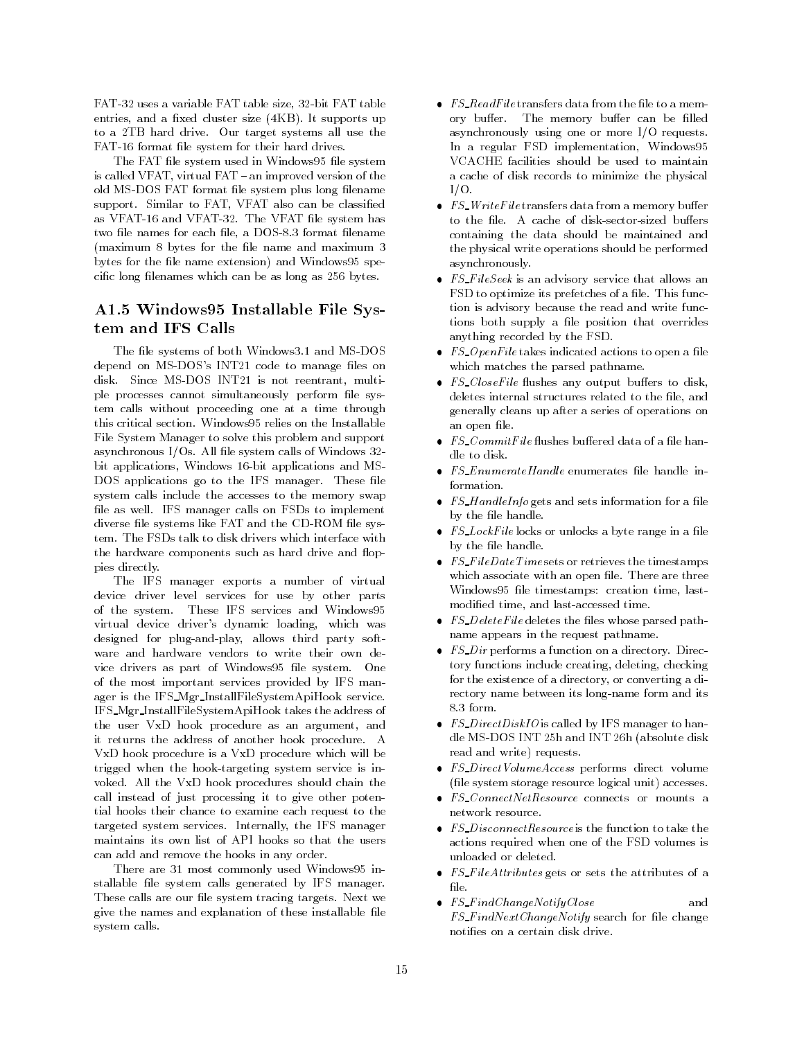FAT-32 uses a variable FAT table size, 32-bit FAT table entries, and a fixed cluster size (4KB). It supports up to a 2TB hard drive. Our target systems all use the FAT-16 format file system for their hard drives.

The FAT file system used in Windows95 file system is called VFAT, virtual FAT – an improved version of the old MS-DOS FAT format file system plus long filename support. Similar to FAT, VFAT also can be classified as VFAT-16 and VFAT-32. The VFAT file system has two file names for each file, a DOS-8.3 format filename (maximum 8 bytes for the file name and maximum 3 bytes for the file name extension) and Windows95 specific long filenames which can be as long as 256 bytes.

## A1.5 Windows95 Installable File System and IFS Calls

The file systems of both Windows3.1 and MS-DOS depend on MS-DOS's INT21 code to manage files on disk. Since MS-DOS INT21 is not reentrant, multiple processes cannot simultaneously perform file system calls without proceeding one at a time through this critical section. Windows95 relies on the Installable File System Manager to solve this problem and support asynchronous I/Os. All file system calls of Windows 32-bit applications, Windows 16-bit applications and MS-DOS applications go to the IFS manager. These file system calls include the accesses to the memory swap file as well. IFS manager calls on FSDs to implement diverse file systems like FAT and the CD-ROM file system. The FSDs talk to disk drivers which interface with the hardware components such as hard drive and floppies directly.

The IFS manager exports a number of virtual device driver level services for use by other parts of the system. These IFS services and Windows95 virtual device driver's dynamic loading, which was designed for plug-and-play, allows third party software and hardware vendors to write their own device drivers as part of Windows95 file system. One of the most important services provided by IFS manager is the IFS_Mgr_InstallFileSystemApiHook service. IFS_Mgr_InstallFileSystemApiHook takes the address of the user VxD hook procedure as an argument, and it returns the address of another hook procedure. A VxD hook procedure is a VxD procedure which will be trigged when the hook-targeting system service is invoked. All the VxD hook procedures should chain the call instead of just processing it to give other potential hooks their chance to examine each request to the targeted system services. Internally, the IFS manager maintains its own list of API hooks so that the users can add and remove the hooks in any order.

There are 31 most commonly used Windows95 installable file system calls generated by IFS manager. These calls are our file system tracing targets. Next we give the names and explanation of these installable file system calls.

- *FS_ReadFile* transfers data from the file to a memory buffer. The memory buffer can be filled asynchronously using one or more I/O requests. In a regular FSD implementation, Windows95 VCACHE facilities should be used to maintain a cache of disk records to minimize the physical I/O.
- *FS_WriteFile* transfers data from a memory buffer to the file. A cache of disk-sector-sized buffers containing the data should be maintained and the physical write operations should be performed asynchronously.
- *FS_FileSeek* is an advisory service that allows an FSD to optimize its prefetches of a file. This function is advisory because the read and write functions both supply a file position that overrides anything recorded by the FSD.
- *FS_OpenFile* takes indicated actions to open a file which matches the parsed pathname.
- *FS_CloseFile* flushes any output buffers to disk, deletes internal structures related to the file, and generally cleans up after a series of operations on an open file.
- *FS_CommitFile* flushes buffered data of a file handle to disk.
- *FS_EnumerateHandle* enumerates file handle information.
- *FS_HandleInfo* gets and sets information for a file by the file handle.
- *FS_LockFile* locks or unlocks a byte range in a file by the file handle.
- *FS_FileDateTime* sets or retrieves the timestamps which associate with an open file. There are three Windows95 file timestamps: creation time, last-modified time, and last-accessed time.
- *FS_DeleteFile* deletes the files whose parsed pathname appears in the request pathname.
- *FS_Dir* performs a function on a directory. Directory functions include creating, deleting, checking for the existence of a directory, or converting a directory name between its long-name form and its 8.3 form.
- *FS_DirectDiskIO* is called by IFS manager to handle MS-DOS INT 25h and INT 26h (absolute disk read and write) requests.
- *FS_DirectVolumeAccess* performs direct volume (file system storage resource logical unit) accesses.
- *FS_ConnectNetResource* connects or mounts a network resource.
- *FS_DisconnectResource* is the function to take the actions required when one of the FSD volumes is unloaded or deleted.
- *FS_FileAttributes* gets or sets the attributes of a file.
- *FS_FindChangeNotifyClose* and *FS_FindNextChangeNotify* search for file change notifies on a certain disk drive.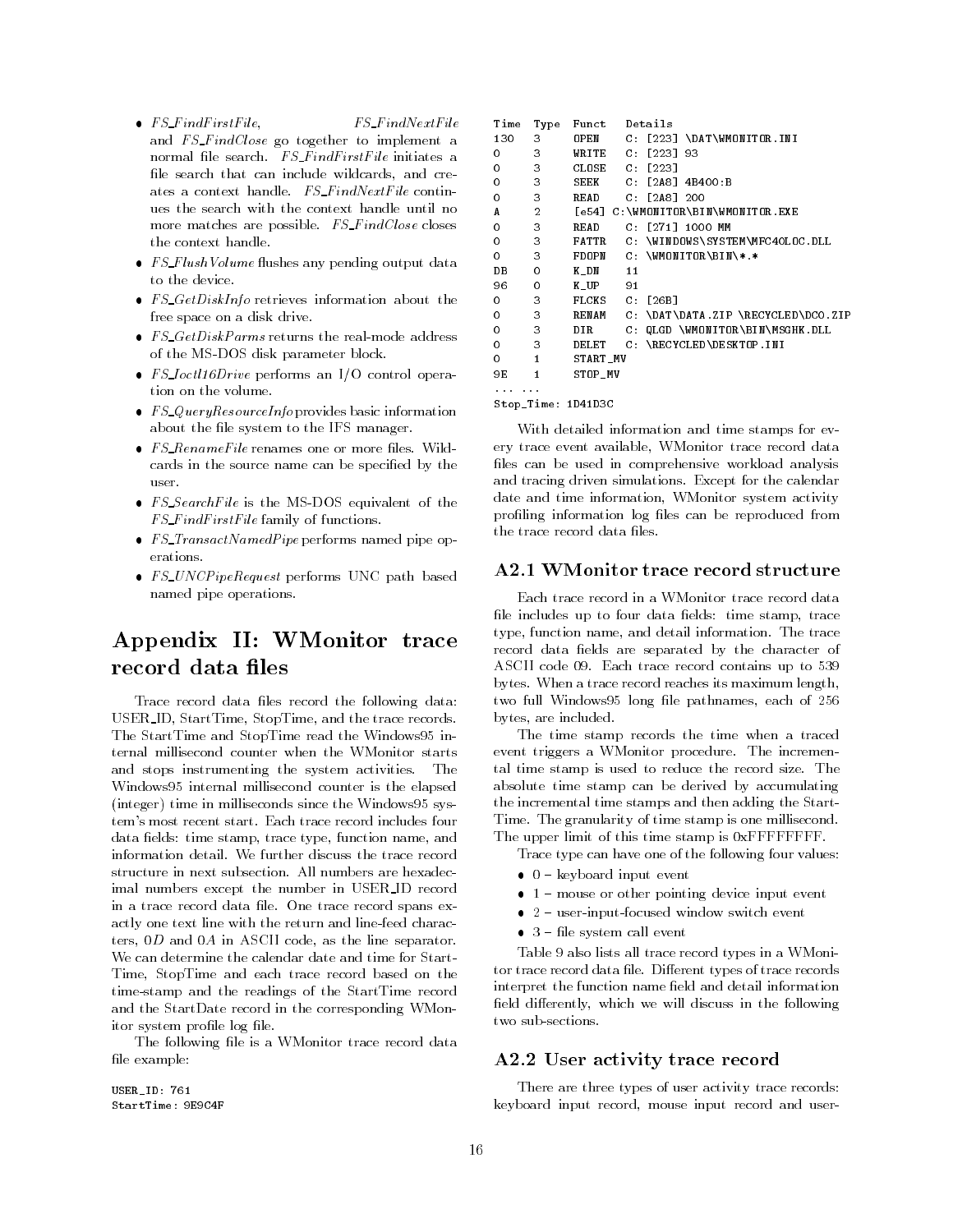- *FS_FindFirstFile*, *FS_FindNextFile* and *FS_FindClose* go together to implement a normal file search. *FS_FindFirstFile* initiates a file search that can include wildcards, and creates a context handle. *FS_FindNextFile* continues the search with the context handle until no more matches are possible. *FS_FindClose* closes the context handle.
- *FS_FlushVolume* flushes any pending output data to the device.
- *FS_GetDiskInfo* retrieves information about the free space on a disk drive.
- *FS_GetDiskParms* returns the real-mode address of the MS-DOS disk parameter block.
- *FS_Ioctl16Drive* performs an I/O control operation on the volume.
- *FS_QueryResourceInfo* provides basic information about the file system to the IFS manager.
- *FS_RenameFile* renames one or more files. Wildcards in the source name can be specified by the user.
- *FS_SearchFile* is the MS-DOS equivalent of the *FS_FindFirstFile* family of functions.
- *FS_TransactNamedPipe* performs named pipe operations.
- *FS_UNCPipeRequest* performs UNC path based named pipe operations.

# Appendix II: WMonitor trace record data files

Trace record data files record the following data: USER_ID, StartTime, StopTime, and the trace records. The StartTime and StopTime read the Windows95 internal millisecond counter when the WMonitor starts and stops instrumenting the system activities. The Windows95 internal millisecond counter is the elapsed (integer) time in milliseconds since the Windows95 system's most recent start. Each trace record includes four data fields: time stamp, trace type, function name, and information detail. We further discuss the trace record structure in next subsection. All numbers are hexadecimal numbers except the number in USER_ID record in a trace record data file. One trace record spans exactly one text line with the return and line-feed characters, 0*D* and 0*A* in ASCII code, as the line separator. We can determine the calendar date and time for StartTime, StopTime and each trace record based on the time-stamp and the readings of the StartTime record and the StartDate record in the corresponding WMonitor system profile log file.

The following file is a WMonitor trace record data file example:

```
USER_ID: 761
StartTime: 9E9C4F
Time  Type  Funct   Details
130   3     OPEN    C: [223] \DAT\WMONITOR.INI
0     3     WRITE   C: [223] 93
0     3     CLOSE   C: [223]
0     3     SEEK    C: [2A8] 4B400:B
0     3     READ    C: [2A8] 200
A     2     [e54] C:\WMONITOR\BIN\WMONITOR.EXE
0     3     READ    C: [271] 1000 MM
0     3     FATTR   C: \WINDOWS\SYSTEM\MFC40LOC.DLL
0     3     FDOPN   C: \WMONITOR\BIN\*.*
DB    0     K_DN    11
96    0     K_UP    91
0     3     FLCKS   C: [26B]
0     3     RENAM   C: \DAT\DATA.ZIP \RECYCLED\DC0.ZIP
0     3     DIR     C: QLGD \WMONITOR\BIN\MSGHK.DLL
0     3     DELET   C: \RECYCLED\DESKTOP.INI
0     1     START_MV
9E    1     STOP_MV
... ...
Stop_Time: 1D41D3C
```

With detailed information and time stamps for every trace event available, WMonitor trace record data files can be used in comprehensive workload analysis and tracing driven simulations. Except for the calendar date and time information, WMonitor system activity profiling information log files can be reproduced from the trace record data files.

## A2.1 WMonitor trace record structure

Each trace record in a WMonitor trace record data file includes up to four data fields: time stamp, trace type, function name, and detail information. The trace record data fields are separated by the character of ASCII code 09. Each trace record contains up to 539 bytes. When a trace record reaches its maximum length, two full Windows95 long file pathnames, each of 256 bytes, are included.

The time stamp records the time when a traced event triggers a WMonitor procedure. The incremental time stamp is used to reduce the record size. The absolute time stamp can be derived by accumulating the incremental time stamps and then adding the StartTime. The granularity of time stamp is one millisecond. The upper limit of this time stamp is 0xFFFFFFFF.

Trace type can have one of the following four values:

- 0 – keyboard input event
- 1 – mouse or other pointing device input event
- 2 – user-input-focused window switch event
- 3 – file system call event

Table 9 also lists all trace record types in a WMonitor trace record data file. Different types of trace records interpret the function name field and detail information field differently, which we will discuss in the following two sub-sections.

## A2.2 User activity trace record

There are three types of user activity trace records: keyboard input record, mouse input record and user-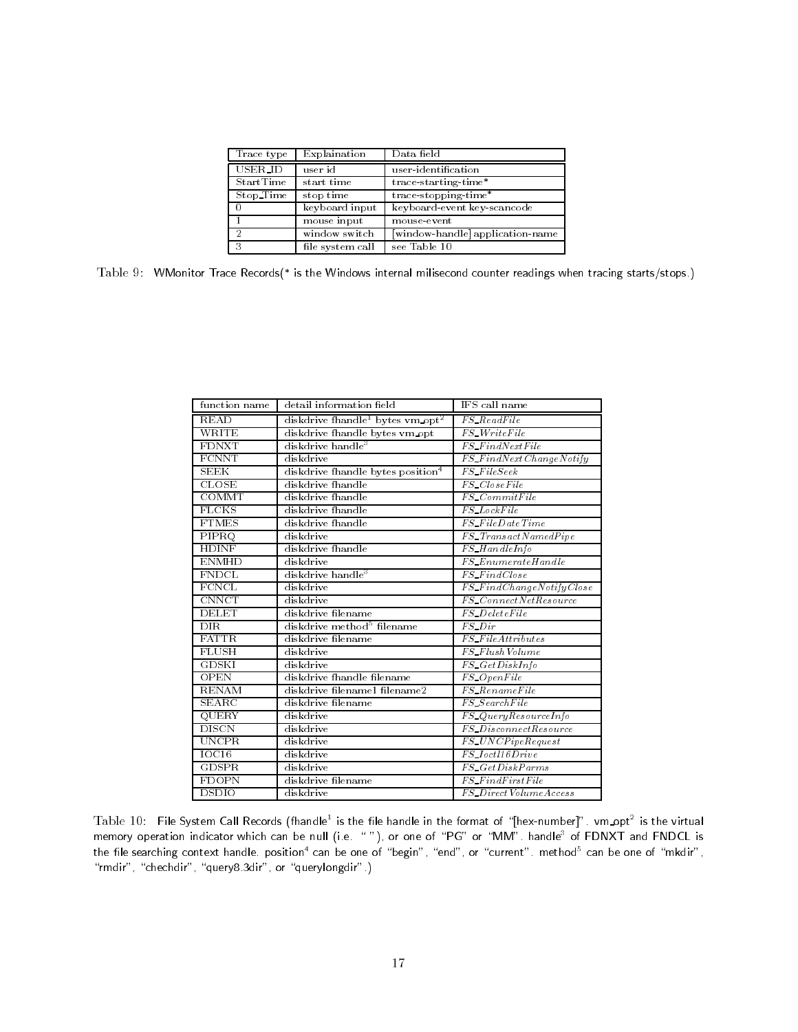| Trace type | Explaination | Data field |
|---|---|---|
| USER_ID | user id | user-identification |
| StartTime | start time | trace-starting-time* |
| Stop_Time | stop time | trace-stopping-time* |
| 0 | keyboard input | keyboard-event key-scancode |
| 1 | mouse input | mouse-event |
| 2 | window switch | [window-handle] application-name |
| 3 | file system call | see Table 10 |

Table 9: WMonitor Trace Records(* is the Windows internal milisecond counter readings when tracing starts/stops.)

| function name | detail information field | IFS call name |
|---|---|---|
| READ | diskdrive fhandle[1] bytes vm_opt[2] | *FS_ReadFile* |
| WRITE | diskdrive fhandle bytes vm_opt | *FS_WriteFile* |
| FDNXT | diskdrive handle[3] | *FS_FindNextFile* |
| FCNNT | diskdrive | *FS_FindNextChangeNotify* |
| SEEK | diskdrive fhandle bytes position[4] | *FS_FileSeek* |
| CLOSE | diskdrive fhandle | *FS_CloseFile* |
| COMMT | diskdrive fhandle | *FS_CommitFile* |
| FLCKS | diskdrive fhandle | *FS_LockFile* |
| FTMES | diskdrive fhandle | *FS_FileDateTime* |
| PIPRQ | diskdrive | *FS_TransactNamedPipe* |
| HDINF | diskdrive fhandle | *FS_HandleInfo* |
| ENMHD | diskdrive | *FS_EnumerateHandle* |
| FNDCL | diskdrive handle[3] | *FS_FindClose* |
| FCNCL | diskdrive | *FS_FindChangeNotifyClose* |
| CNNCT | diskdrive | *FS_ConnectNetResource* |
| DELET | diskdrive filename | *FS_DeleteFile* |
| DIR | diskdrive method[5] filename | *FS_Dir* |
| FATTR | diskdrive filename | *FS_FileAttributes* |
| FLUSH | diskdrive | *FS_FlushVolume* |
| GDSKI | diskdrive | *FS_GetDiskInfo* |
| OPEN | diskdrive fhandle filename | *FS_OpenFile* |
| RENAM | diskdrive filename1 filename2 | *FS_RenameFile* |
| SEARC | diskdrive filename | *FS_SearchFile* |
| QUERY | diskdrive | *FS_QueryResourceInfo* |
| DISCN | diskdrive | *FS_DisconnectResource* |
| UNCPR | diskdrive | *FS_UNCPipeRequest* |
| IOC16 | diskdrive | *FS_Ioctl16Drive* |
| GDSPR | diskdrive | *FS_GetDiskParms* |
| FDOPN | diskdrive filename | *FS_FindFirstFile* |
| DSDIO | diskdrive | *FS_DirectVolumeAccess* |

Table 10: File System Call Records (fhandle[1] is the file handle in the format of "[hex-number]". vm_opt[2] is the virtual memory operation indicator which can be null (i.e. " "), or one of "PG" or "MM". handle[3] of FDNXT and FNDCL is the file searching context handle. position[4] can be one of "begin", "end", or "current". method[5] can be one of "mkdir", "rmdir", "chechdir", "query8.3dir", or "querylongdir".)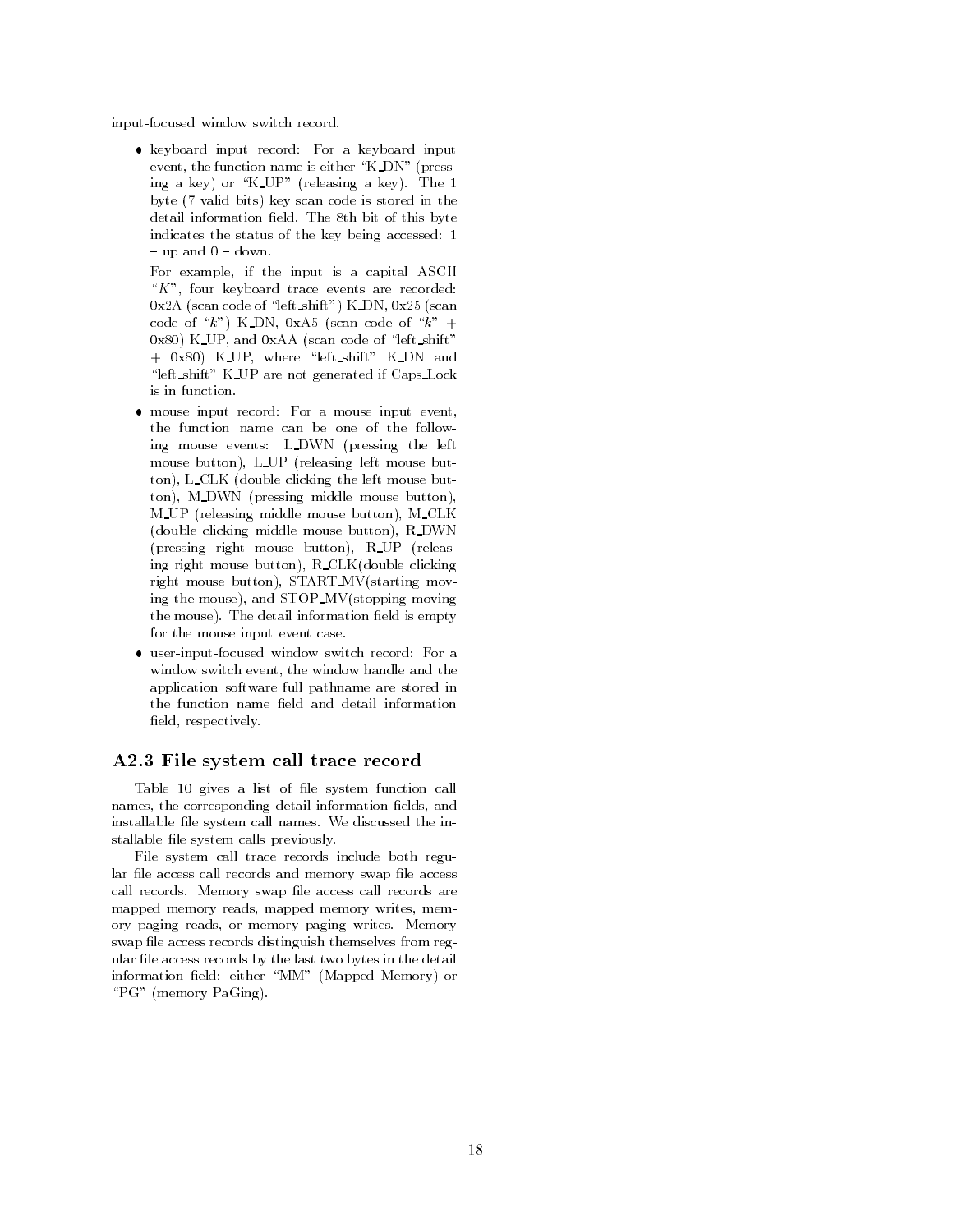input-focused window switch record.

- keyboard input record: For a keyboard input event, the function name is either "K_DN" (pressing a key) or "K_UP" (releasing a key). The 1 byte (7 valid bits) key scan code is stored in the detail information field. The 8th bit of this byte indicates the status of the key being accessed: 1 – up and 0 – down.

  For example, if the input is a capital ASCII "*K*", four keyboard trace events are recorded: 0x2A (scan code of "left_shift") K_DN, 0x25 (scan code of "*k*") K_DN, 0xA5 (scan code of "*k*" + 0x80) K_UP, and 0xAA (scan code of "left_shift" + 0x80) K_UP, where "left_shift" K_DN and "left_shift" K_UP are not generated if Caps_Lock is in function.

- mouse input record: For a mouse input event, the function name can be one of the following mouse events: L_DWN (pressing the left mouse button), L_UP (releasing left mouse button), L_CLK (double clicking the left mouse button), M_DWN (pressing middle mouse button), M_UP (releasing middle mouse button), M_CLK (double clicking middle mouse button), R_DWN (pressing right mouse button), R_UP (releasing right mouse button), R_CLK(double clicking right mouse button), START_MV(starting moving the mouse), and STOP_MV(stopping moving the mouse). The detail information field is empty for the mouse input event case.

- user-input-focused window switch record: For a window switch event, the window handle and the application software full pathname are stored in the function name field and detail information field, respectively.

### A2.3 File system call trace record

Table 10 gives a list of file system function call names, the corresponding detail information fields, and installable file system call names. We discussed the installable file system calls previously.

File system call trace records include both regular file access call records and memory swap file access call records. Memory swap file access call records are mapped memory reads, mapped memory writes, memory paging reads, or memory paging writes. Memory swap file access records distinguish themselves from regular file access records by the last two bytes in the detail information field: either "MM" (Mapped Memory) or "PG" (memory PaGing).